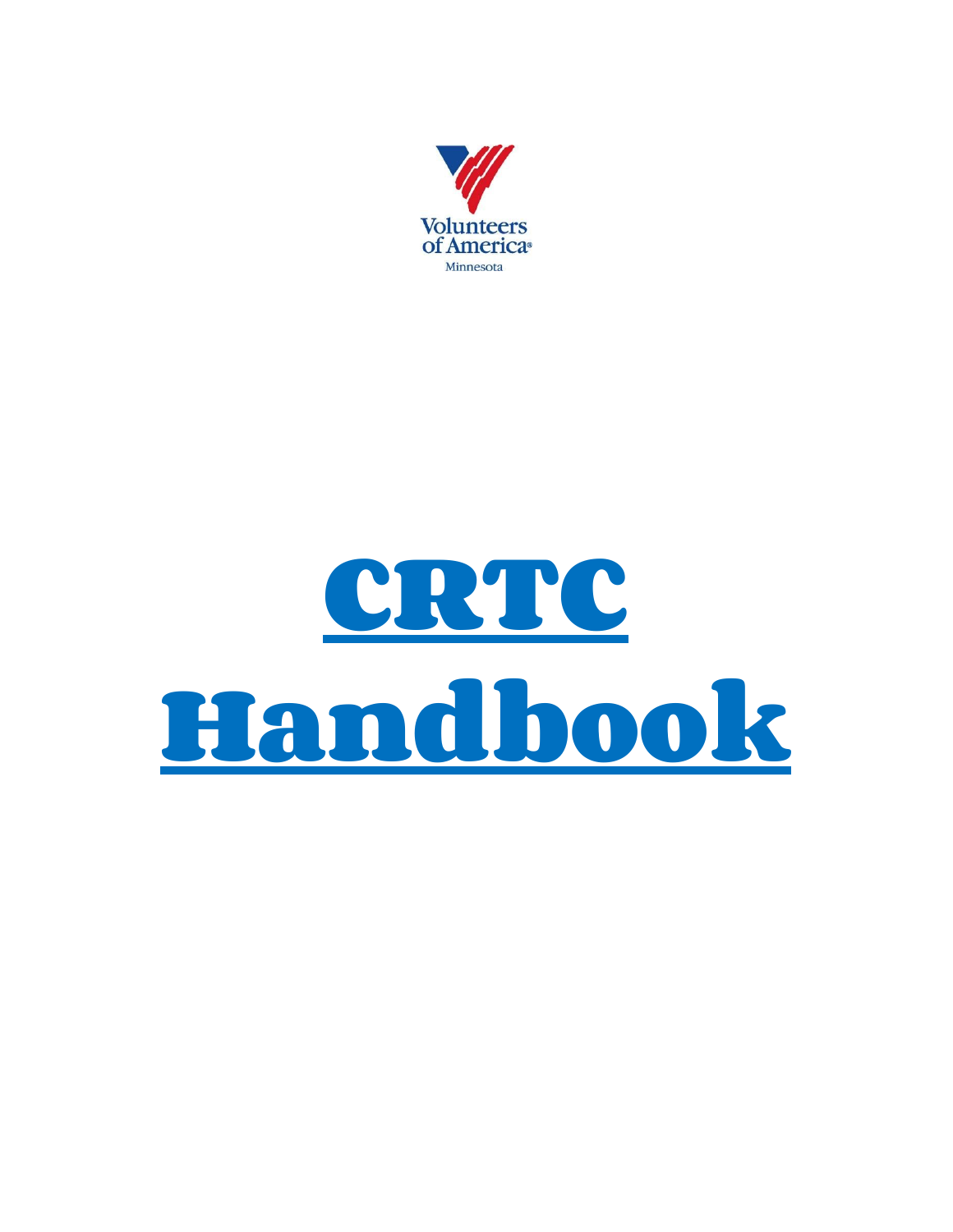Volunteers of America®

Minnesota

# CRTC Handbook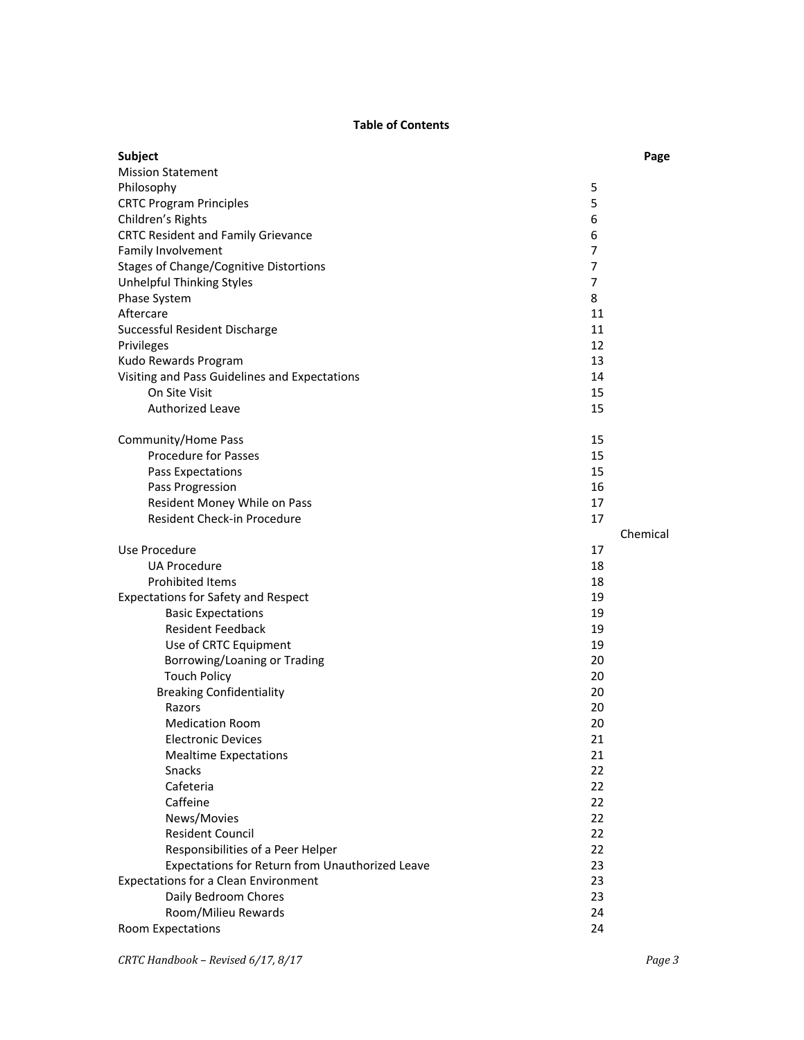**Table of Contents**

| Subject | Page |
|---|---|
| Mission Statement | |
| Philosophy | 5 |
| CRTC Program Principles | 5 |
| Children's Rights | 6 |
| CRTC Resident and Family Grievance | 6 |
| Family Involvement | 7 |
| Stages of Change/Cognitive Distortions | 7 |
| Unhelpful Thinking Styles | 7 |
| Phase System | 8 |
| Aftercare | 11 |
| Successful Resident Discharge | 11 |
| Privileges | 12 |
| Kudo Rewards Program | 13 |
| Visiting and Pass Guidelines and Expectations | 14 |
| On Site Visit | 15 |
| Authorized Leave | 15 |
| Community/Home Pass | 15 |
| Procedure for Passes | 15 |
| Pass Expectations | 15 |
| Pass Progression | 16 |
| Resident Money While on Pass | 17 |
| Resident Check-in Procedure | 17 |
| Chemical Use Procedure | 17 |
| UA Procedure | 18 |
| Prohibited Items | 18 |
| Expectations for Safety and Respect | 19 |
| Basic Expectations | 19 |
| Resident Feedback | 19 |
| Use of CRTC Equipment | 19 |
| Borrowing/Loaning or Trading | 20 |
| Touch Policy | 20 |
| Breaking Confidentiality | 20 |
| Razors | 20 |
| Medication Room | 20 |
| Electronic Devices | 21 |
| Mealtime Expectations | 21 |
| Snacks | 22 |
| Cafeteria | 22 |
| Caffeine | 22 |
| News/Movies | 22 |
| Resident Council | 22 |
| Responsibilities of a Peer Helper | 22 |
| Expectations for Return from Unauthorized Leave | 23 |
| Expectations for a Clean Environment | 23 |
| Daily Bedroom Chores | 23 |
| Room/Milieu Rewards | 24 |
| Room Expectations | 24 |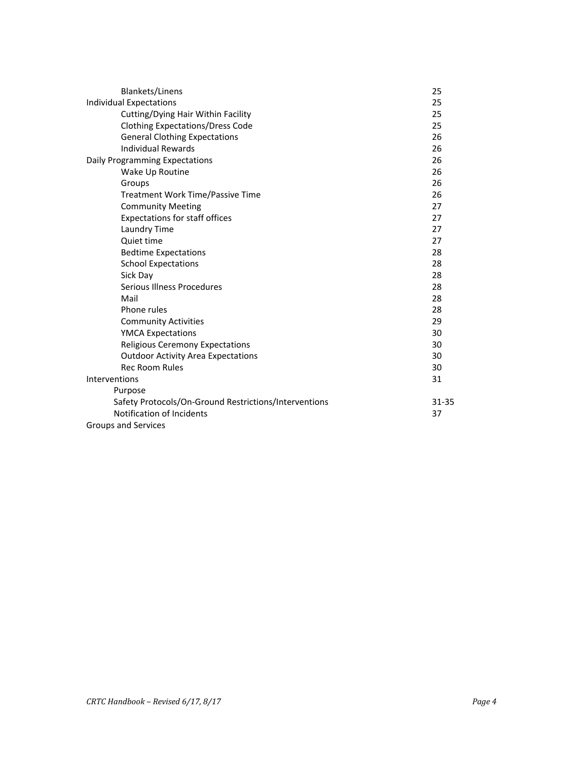| | |
|---|---|
| Blankets/Linens | 25 |
| Individual Expectations | 25 |
| Cutting/Dying Hair Within Facility | 25 |
| Clothing Expectations/Dress Code | 25 |
| General Clothing Expectations | 26 |
| Individual Rewards | 26 |
| Daily Programming Expectations | 26 |
| Wake Up Routine | 26 |
| Groups | 26 |
| Treatment Work Time/Passive Time | 26 |
| Community Meeting | 27 |
| Expectations for staff offices | 27 |
| Laundry Time | 27 |
| Quiet time | 27 |
| Bedtime Expectations | 28 |
| School Expectations | 28 |
| Sick Day | 28 |
| Serious Illness Procedures | 28 |
| Mail | 28 |
| Phone rules | 28 |
| Community Activities | 29 |
| YMCA Expectations | 30 |
| Religious Ceremony Expectations | 30 |
| Outdoor Activity Area Expectations | 30 |
| Rec Room Rules | 30 |
| Interventions | 31 |
| Purpose | |
| Safety Protocols/On-Ground Restrictions/Interventions | 31-35 |
| Notification of Incidents | 37 |
| Groups and Services | |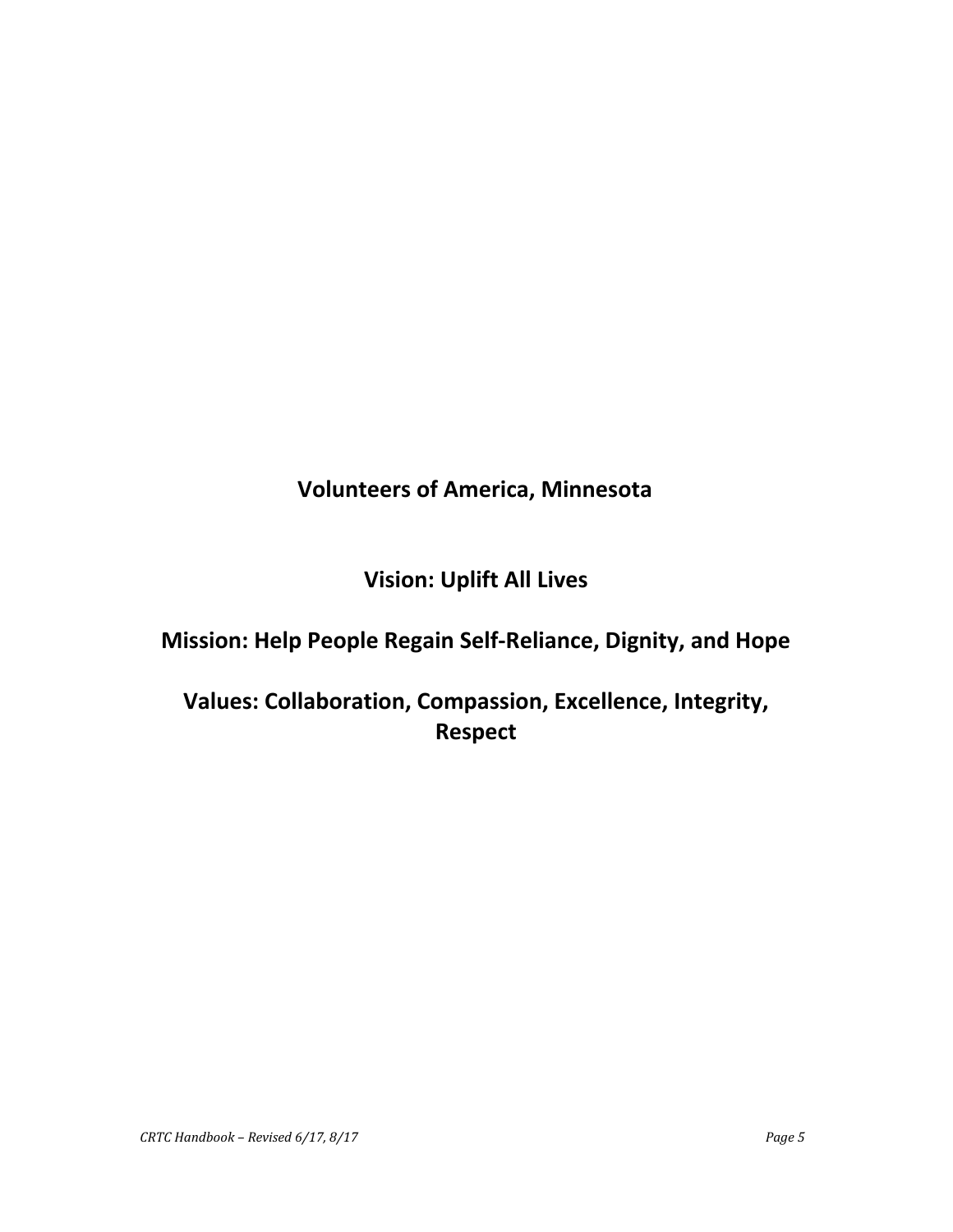**Volunteers of America, Minnesota**

**Vision: Uplift All Lives**

**Mission: Help People Regain Self-Reliance, Dignity, and Hope**

**Values: Collaboration, Compassion, Excellence, Integrity, Respect**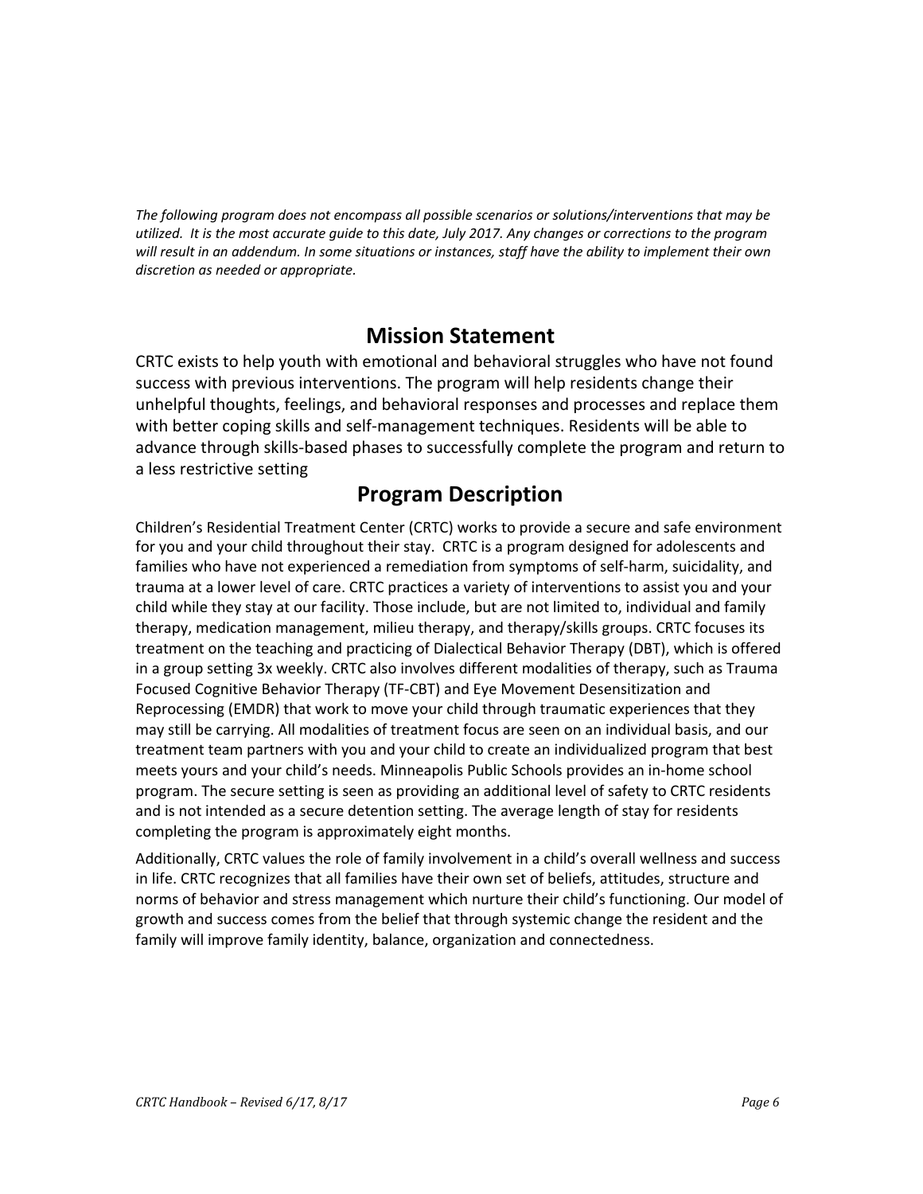*The following program does not encompass all possible scenarios or solutions/interventions that may be utilized. It is the most accurate guide to this date, July 2017. Any changes or corrections to the program will result in an addendum. In some situations or instances, staff have the ability to implement their own discretion as needed or appropriate.*

## Mission Statement

CRTC exists to help youth with emotional and behavioral struggles who have not found success with previous interventions. The program will help residents change their unhelpful thoughts, feelings, and behavioral responses and processes and replace them with better coping skills and self-management techniques. Residents will be able to advance through skills-based phases to successfully complete the program and return to a less restrictive setting

## Program Description

Children's Residential Treatment Center (CRTC) works to provide a secure and safe environment for you and your child throughout their stay. CRTC is a program designed for adolescents and families who have not experienced a remediation from symptoms of self-harm, suicidality, and trauma at a lower level of care. CRTC practices a variety of interventions to assist you and your child while they stay at our facility. Those include, but are not limited to, individual and family therapy, medication management, milieu therapy, and therapy/skills groups. CRTC focuses its treatment on the teaching and practicing of Dialectical Behavior Therapy (DBT), which is offered in a group setting 3x weekly. CRTC also involves different modalities of therapy, such as Trauma Focused Cognitive Behavior Therapy (TF-CBT) and Eye Movement Desensitization and Reprocessing (EMDR) that work to move your child through traumatic experiences that they may still be carrying. All modalities of treatment focus are seen on an individual basis, and our treatment team partners with you and your child to create an individualized program that best meets yours and your child's needs. Minneapolis Public Schools provides an in-home school program. The secure setting is seen as providing an additional level of safety to CRTC residents and is not intended as a secure detention setting. The average length of stay for residents completing the program is approximately eight months.

Additionally, CRTC values the role of family involvement in a child's overall wellness and success in life. CRTC recognizes that all families have their own set of beliefs, attitudes, structure and norms of behavior and stress management which nurture their child's functioning. Our model of growth and success comes from the belief that through systemic change the resident and the family will improve family identity, balance, organization and connectedness.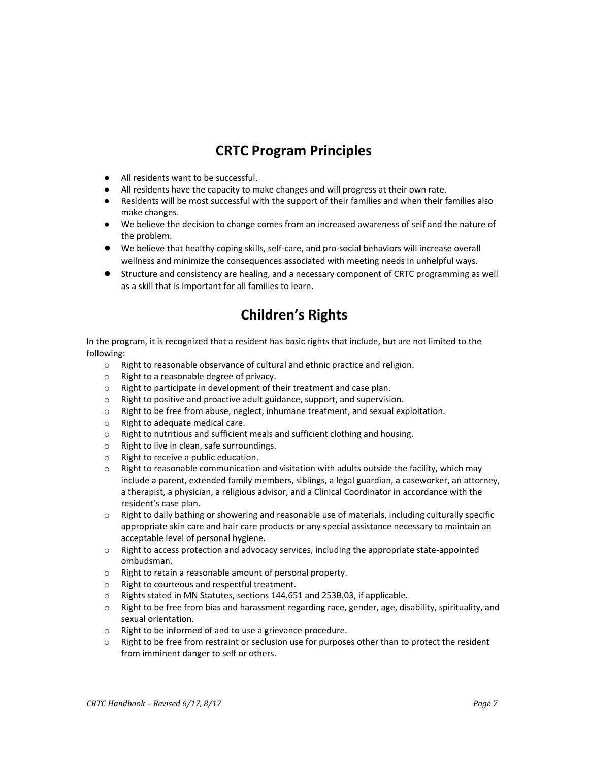## CRTC Program Principles

- All residents want to be successful.
- All residents have the capacity to make changes and will progress at their own rate.
- Residents will be most successful with the support of their families and when their families also make changes.
- We believe the decision to change comes from an increased awareness of self and the nature of the problem.
- We believe that healthy coping skills, self-care, and pro-social behaviors will increase overall wellness and minimize the consequences associated with meeting needs in unhelpful ways.
- Structure and consistency are healing, and a necessary component of CRTC programming as well as a skill that is important for all families to learn.

## Children's Rights

In the program, it is recognized that a resident has basic rights that include, but are not limited to the following:

- Right to reasonable observance of cultural and ethnic practice and religion.
- Right to a reasonable degree of privacy.
- Right to participate in development of their treatment and case plan.
- Right to positive and proactive adult guidance, support, and supervision.
- Right to be free from abuse, neglect, inhumane treatment, and sexual exploitation.
- Right to adequate medical care.
- Right to nutritious and sufficient meals and sufficient clothing and housing.
- Right to live in clean, safe surroundings.
- Right to receive a public education.
- Right to reasonable communication and visitation with adults outside the facility, which may include a parent, extended family members, siblings, a legal guardian, a caseworker, an attorney, a therapist, a physician, a religious advisor, and a Clinical Coordinator in accordance with the resident's case plan.
- Right to daily bathing or showering and reasonable use of materials, including culturally specific appropriate skin care and hair care products or any special assistance necessary to maintain an acceptable level of personal hygiene.
- Right to access protection and advocacy services, including the appropriate state-appointed ombudsman.
- Right to retain a reasonable amount of personal property.
- Right to courteous and respectful treatment.
- Rights stated in MN Statutes, sections 144.651 and 253B.03, if applicable.
- Right to be free from bias and harassment regarding race, gender, age, disability, spirituality, and sexual orientation.
- Right to be informed of and to use a grievance procedure.
- Right to be free from restraint or seclusion use for purposes other than to protect the resident from imminent danger to self or others.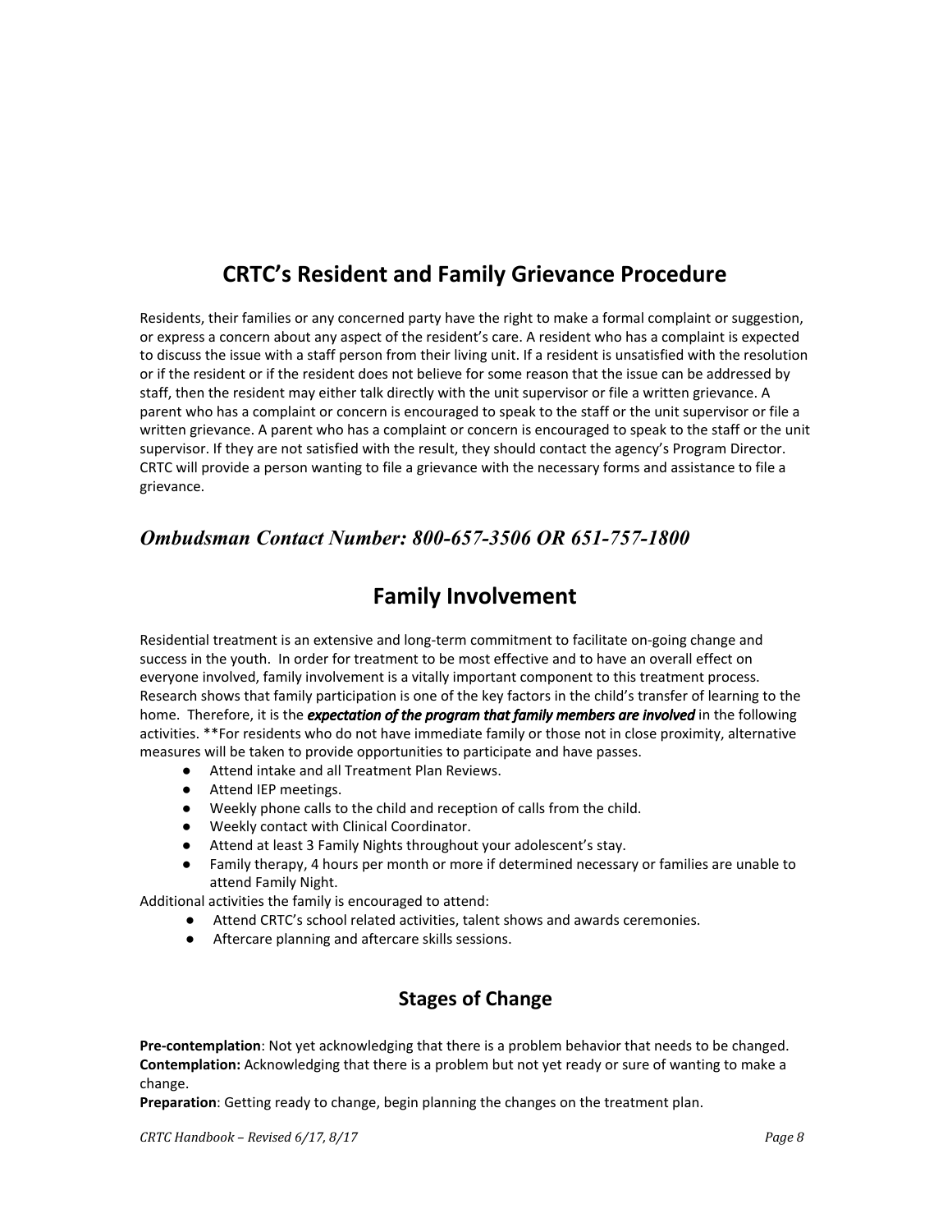# CRTC's Resident and Family Grievance Procedure

Residents, their families or any concerned party have the right to make a formal complaint or suggestion, or express a concern about any aspect of the resident's care. A resident who has a complaint is expected to discuss the issue with a staff person from their living unit. If a resident is unsatisfied with the resolution or if the resident or if the resident does not believe for some reason that the issue can be addressed by staff, then the resident may either talk directly with the unit supervisor or file a written grievance. A parent who has a complaint or concern is encouraged to speak to the staff or the unit supervisor or file a written grievance. A parent who has a complaint or concern is encouraged to speak to the staff or the unit supervisor. If they are not satisfied with the result, they should contact the agency's Program Director. CRTC will provide a person wanting to file a grievance with the necessary forms and assistance to file a grievance.

## *Ombudsman Contact Number: 800-657-3506 OR 651-757-1800*

# Family Involvement

Residential treatment is an extensive and long-term commitment to facilitate on-going change and success in the youth. In order for treatment to be most effective and to have an overall effect on everyone involved, family involvement is a vitally important component to this treatment process. Research shows that family participation is one of the key factors in the child's transfer of learning to the home. Therefore, it is the ***expectation of the program that family members are involved*** in the following activities. **For residents who do not have immediate family or those not in close proximity, alternative measures will be taken to provide opportunities to participate and have passes.

- Attend intake and all Treatment Plan Reviews.
- Attend IEP meetings.
- Weekly phone calls to the child and reception of calls from the child.
- Weekly contact with Clinical Coordinator.
- Attend at least 3 Family Nights throughout your adolescent's stay.
- Family therapy, 4 hours per month or more if determined necessary or families are unable to attend Family Night.

Additional activities the family is encouraged to attend:

- Attend CRTC's school related activities, talent shows and awards ceremonies.
- Aftercare planning and aftercare skills sessions.

## Stages of Change

**Pre-contemplation**: Not yet acknowledging that there is a problem behavior that needs to be changed.
**Contemplation:** Acknowledging that there is a problem but not yet ready or sure of wanting to make a change.
**Preparation**: Getting ready to change, begin planning the changes on the treatment plan.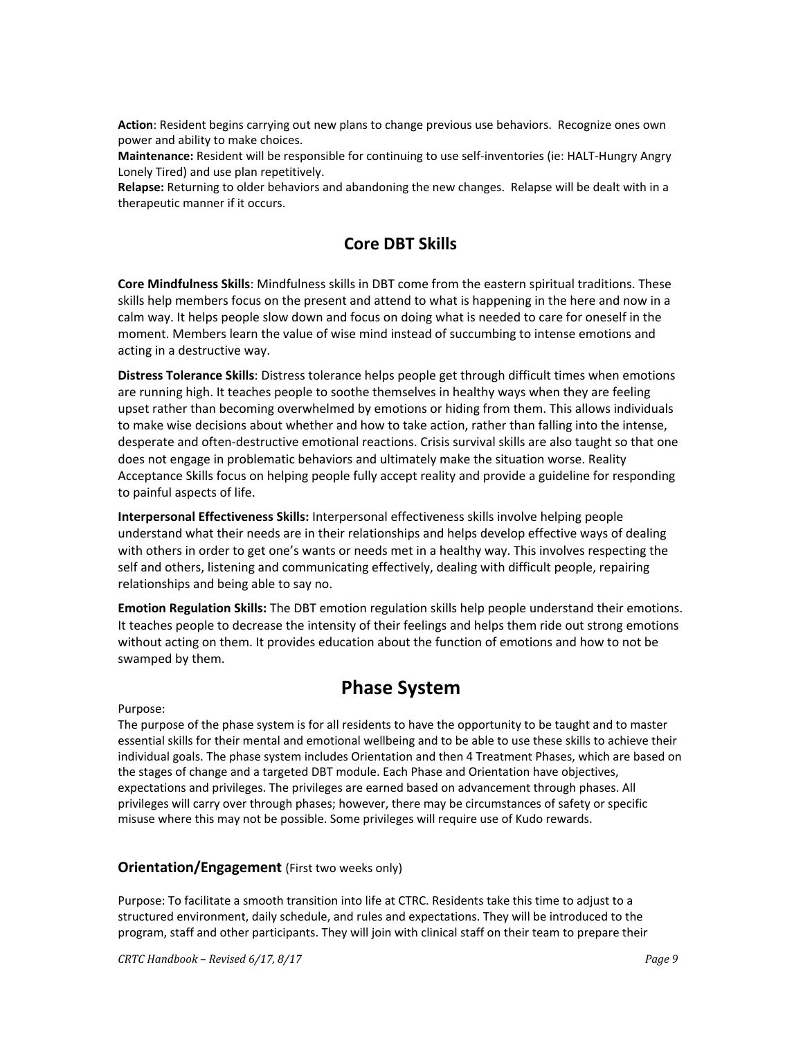**Action**: Resident begins carrying out new plans to change previous use behaviors. Recognize ones own power and ability to make choices.
**Maintenance:** Resident will be responsible for continuing to use self-inventories (ie: HALT-Hungry Angry Lonely Tired) and use plan repetitively.
**Relapse:** Returning to older behaviors and abandoning the new changes. Relapse will be dealt with in a therapeutic manner if it occurs.

## Core DBT Skills

**Core Mindfulness Skills**: Mindfulness skills in DBT come from the eastern spiritual traditions. These skills help members focus on the present and attend to what is happening in the here and now in a calm way. It helps people slow down and focus on doing what is needed to care for oneself in the moment. Members learn the value of wise mind instead of succumbing to intense emotions and acting in a destructive way.

**Distress Tolerance Skills**: Distress tolerance helps people get through difficult times when emotions are running high. It teaches people to soothe themselves in healthy ways when they are feeling upset rather than becoming overwhelmed by emotions or hiding from them. This allows individuals to make wise decisions about whether and how to take action, rather than falling into the intense, desperate and often-destructive emotional reactions. Crisis survival skills are also taught so that one does not engage in problematic behaviors and ultimately make the situation worse. Reality Acceptance Skills focus on helping people fully accept reality and provide a guideline for responding to painful aspects of life.

**Interpersonal Effectiveness Skills:** Interpersonal effectiveness skills involve helping people understand what their needs are in their relationships and helps develop effective ways of dealing with others in order to get one's wants or needs met in a healthy way. This involves respecting the self and others, listening and communicating effectively, dealing with difficult people, repairing relationships and being able to say no.

**Emotion Regulation Skills:** The DBT emotion regulation skills help people understand their emotions. It teaches people to decrease the intensity of their feelings and helps them ride out strong emotions without acting on them. It provides education about the function of emotions and how to not be swamped by them.

## Phase System

Purpose:
The purpose of the phase system is for all residents to have the opportunity to be taught and to master essential skills for their mental and emotional wellbeing and to be able to use these skills to achieve their individual goals. The phase system includes Orientation and then 4 Treatment Phases, which are based on the stages of change and a targeted DBT module. Each Phase and Orientation have objectives, expectations and privileges. The privileges are earned based on advancement through phases. All privileges will carry over through phases; however, there may be circumstances of safety or specific misuse where this may not be possible. Some privileges will require use of Kudo rewards.

### Orientation/Engagement (First two weeks only)

Purpose: To facilitate a smooth transition into life at CTRC. Residents take this time to adjust to a structured environment, daily schedule, and rules and expectations. They will be introduced to the program, staff and other participants. They will join with clinical staff on their team to prepare their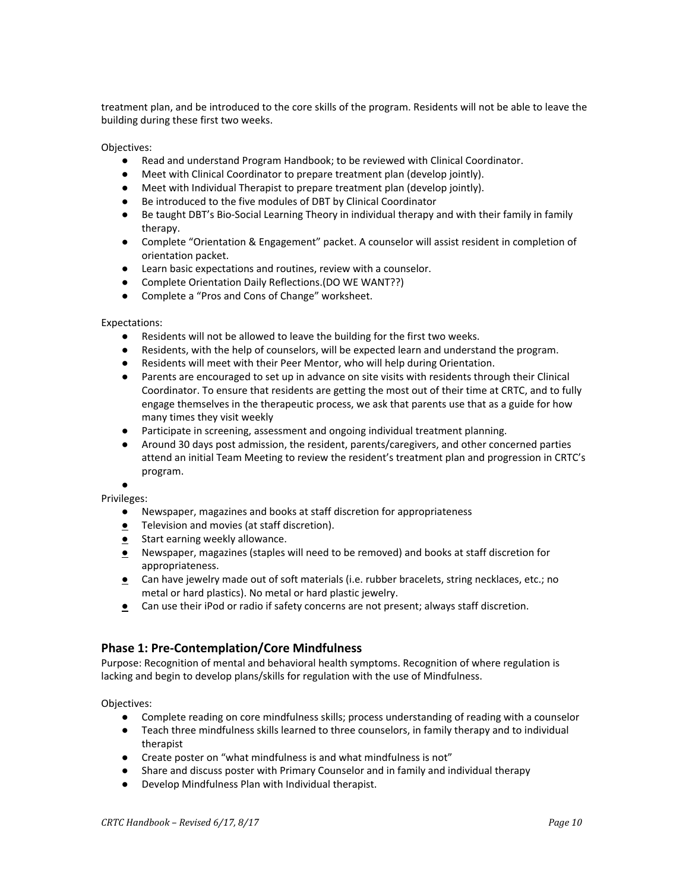treatment plan, and be introduced to the core skills of the program. Residents will not be able to leave the building during these first two weeks.

Objectives:

- Read and understand Program Handbook; to be reviewed with Clinical Coordinator.
- Meet with Clinical Coordinator to prepare treatment plan (develop jointly).
- Meet with Individual Therapist to prepare treatment plan (develop jointly).
- Be introduced to the five modules of DBT by Clinical Coordinator
- Be taught DBT's Bio-Social Learning Theory in individual therapy and with their family in family therapy.
- Complete "Orientation & Engagement" packet. A counselor will assist resident in completion of orientation packet.
- Learn basic expectations and routines, review with a counselor.
- Complete Orientation Daily Reflections.(DO WE WANT??)
- Complete a "Pros and Cons of Change" worksheet.

Expectations:

- Residents will not be allowed to leave the building for the first two weeks.
- Residents, with the help of counselors, will be expected learn and understand the program.
- Residents will meet with their Peer Mentor, who will help during Orientation.
- Parents are encouraged to set up in advance on site visits with residents through their Clinical Coordinator. To ensure that residents are getting the most out of their time at CRTC, and to fully engage themselves in the therapeutic process, we ask that parents use that as a guide for how many times they visit weekly
- Participate in screening, assessment and ongoing individual treatment planning.
- Around 30 days post admission, the resident, parents/caregivers, and other concerned parties attend an initial Team Meeting to review the resident's treatment plan and progression in CRTC's program.
-

Privileges:

- Newspaper, magazines and books at staff discretion for appropriateness
- Television and movies (at staff discretion).
- Start earning weekly allowance.
- Newspaper, magazines (staples will need to be removed) and books at staff discretion for appropriateness.
- Can have jewelry made out of soft materials (i.e. rubber bracelets, string necklaces, etc.; no metal or hard plastics). No metal or hard plastic jewelry.
- Can use their iPod or radio if safety concerns are not present; always staff discretion.

## Phase 1: Pre-Contemplation/Core Mindfulness

Purpose: Recognition of mental and behavioral health symptoms. Recognition of where regulation is lacking and begin to develop plans/skills for regulation with the use of Mindfulness.

Objectives:

- Complete reading on core mindfulness skills; process understanding of reading with a counselor
- Teach three mindfulness skills learned to three counselors, in family therapy and to individual therapist
- Create poster on "what mindfulness is and what mindfulness is not"
- Share and discuss poster with Primary Counselor and in family and individual therapy
- Develop Mindfulness Plan with Individual therapist.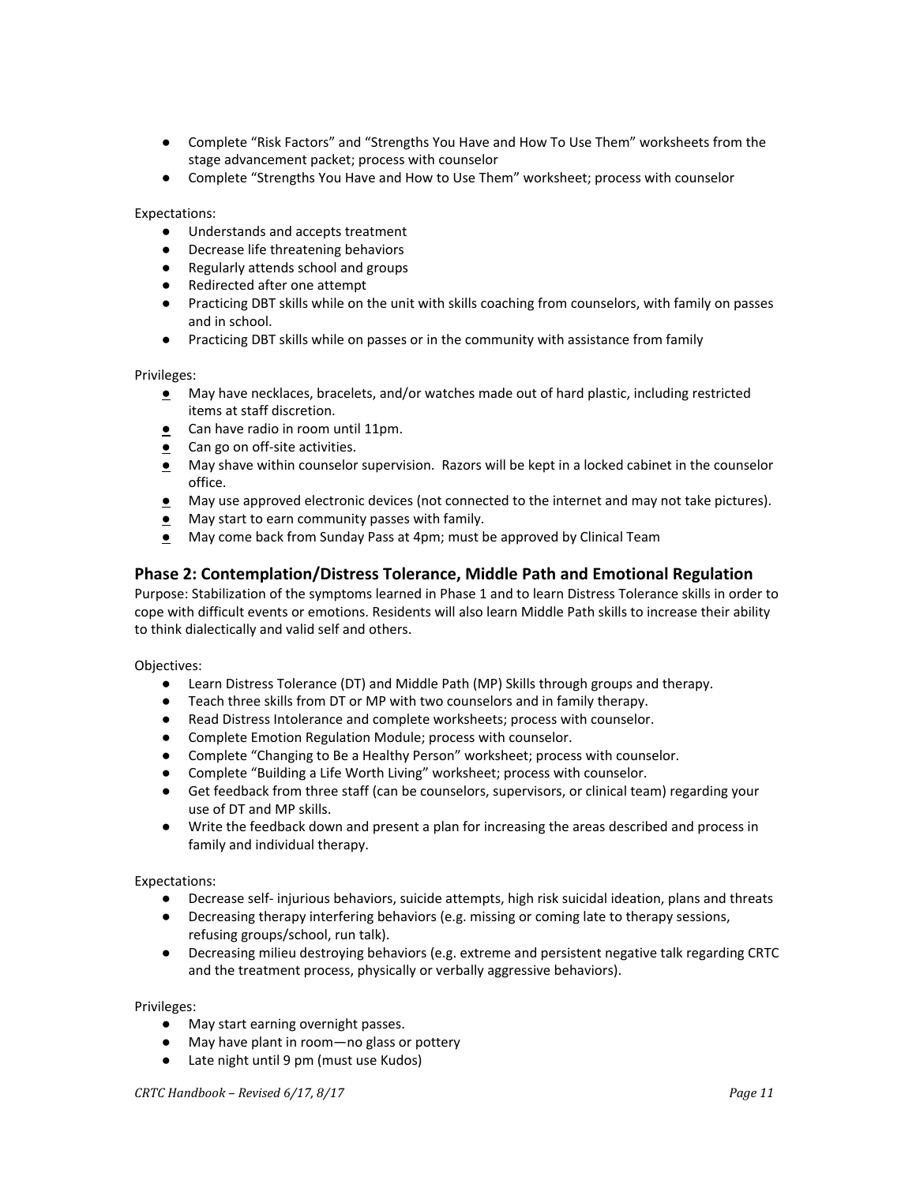- Complete “Risk Factors” and “Strengths You Have and How To Use Them” worksheets from the stage advancement packet; process with counselor
- Complete “Strengths You Have and How to Use Them” worksheet; process with counselor

Expectations:

- Understands and accepts treatment
- Decrease life threatening behaviors
- Regularly attends school and groups
- Redirected after one attempt
- Practicing DBT skills while on the unit with skills coaching from counselors, with family on passes and in school.
- Practicing DBT skills while on passes or in the community with assistance from family

Privileges:

- May have necklaces, bracelets, and/or watches made out of hard plastic, including restricted items at staff discretion.
- Can have radio in room until 11pm.
- Can go on off-site activities.
- May shave within counselor supervision. Razors will be kept in a locked cabinet in the counselor office.
- May use approved electronic devices (not connected to the internet and may not take pictures).
- May start to earn community passes with family.
- May come back from Sunday Pass at 4pm; must be approved by Clinical Team

### Phase 2: Contemplation/Distress Tolerance, Middle Path and Emotional Regulation

Purpose: Stabilization of the symptoms learned in Phase 1 and to learn Distress Tolerance skills in order to cope with difficult events or emotions. Residents will also learn Middle Path skills to increase their ability to think dialectically and valid self and others.

Objectives:

- Learn Distress Tolerance (DT) and Middle Path (MP) Skills through groups and therapy.
- Teach three skills from DT or MP with two counselors and in family therapy.
- Read Distress Intolerance and complete worksheets; process with counselor.
- Complete Emotion Regulation Module; process with counselor.
- Complete “Changing to Be a Healthy Person” worksheet; process with counselor.
- Complete “Building a Life Worth Living” worksheet; process with counselor.
- Get feedback from three staff (can be counselors, supervisors, or clinical team) regarding your use of DT and MP skills.
- Write the feedback down and present a plan for increasing the areas described and process in family and individual therapy.

Expectations:

- Decrease self- injurious behaviors, suicide attempts, high risk suicidal ideation, plans and threats
- Decreasing therapy interfering behaviors (e.g. missing or coming late to therapy sessions, refusing groups/school, run talk).
- Decreasing milieu destroying behaviors (e.g. extreme and persistent negative talk regarding CRTC and the treatment process, physically or verbally aggressive behaviors).

Privileges:

- May start earning overnight passes.
- May have plant in room—no glass or pottery
- Late night until 9 pm (must use Kudos)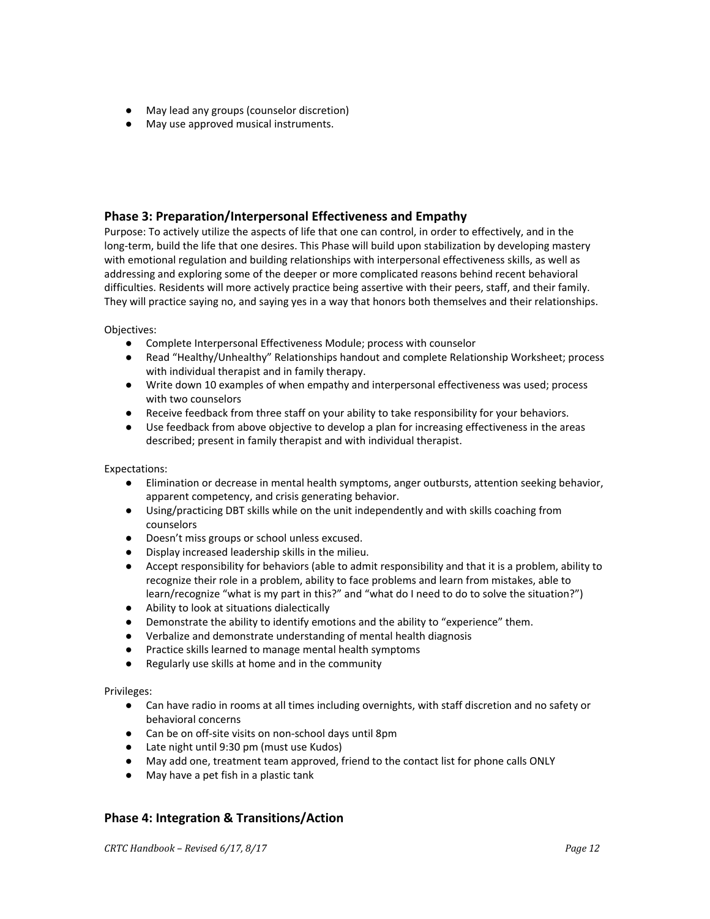- May lead any groups (counselor discretion)
- May use approved musical instruments.

## Phase 3: Preparation/Interpersonal Effectiveness and Empathy

Purpose: To actively utilize the aspects of life that one can control, in order to effectively, and in the long-term, build the life that one desires. This Phase will build upon stabilization by developing mastery with emotional regulation and building relationships with interpersonal effectiveness skills, as well as addressing and exploring some of the deeper or more complicated reasons behind recent behavioral difficulties. Residents will more actively practice being assertive with their peers, staff, and their family. They will practice saying no, and saying yes in a way that honors both themselves and their relationships.

Objectives:

- Complete Interpersonal Effectiveness Module; process with counselor
- Read "Healthy/Unhealthy" Relationships handout and complete Relationship Worksheet; process with individual therapist and in family therapy.
- Write down 10 examples of when empathy and interpersonal effectiveness was used; process with two counselors
- Receive feedback from three staff on your ability to take responsibility for your behaviors.
- Use feedback from above objective to develop a plan for increasing effectiveness in the areas described; present in family therapist and with individual therapist.

Expectations:

- Elimination or decrease in mental health symptoms, anger outbursts, attention seeking behavior, apparent competency, and crisis generating behavior.
- Using/practicing DBT skills while on the unit independently and with skills coaching from counselors
- Doesn't miss groups or school unless excused.
- Display increased leadership skills in the milieu.
- Accept responsibility for behaviors (able to admit responsibility and that it is a problem, ability to recognize their role in a problem, ability to face problems and learn from mistakes, able to learn/recognize "what is my part in this?" and "what do I need to do to solve the situation?")
- Ability to look at situations dialectically
- Demonstrate the ability to identify emotions and the ability to "experience" them.
- Verbalize and demonstrate understanding of mental health diagnosis
- Practice skills learned to manage mental health symptoms
- Regularly use skills at home and in the community

Privileges:

- Can have radio in rooms at all times including overnights, with staff discretion and no safety or behavioral concerns
- Can be on off-site visits on non-school days until 8pm
- Late night until 9:30 pm (must use Kudos)
- May add one, treatment team approved, friend to the contact list for phone calls ONLY
- May have a pet fish in a plastic tank

## Phase 4: Integration & Transitions/Action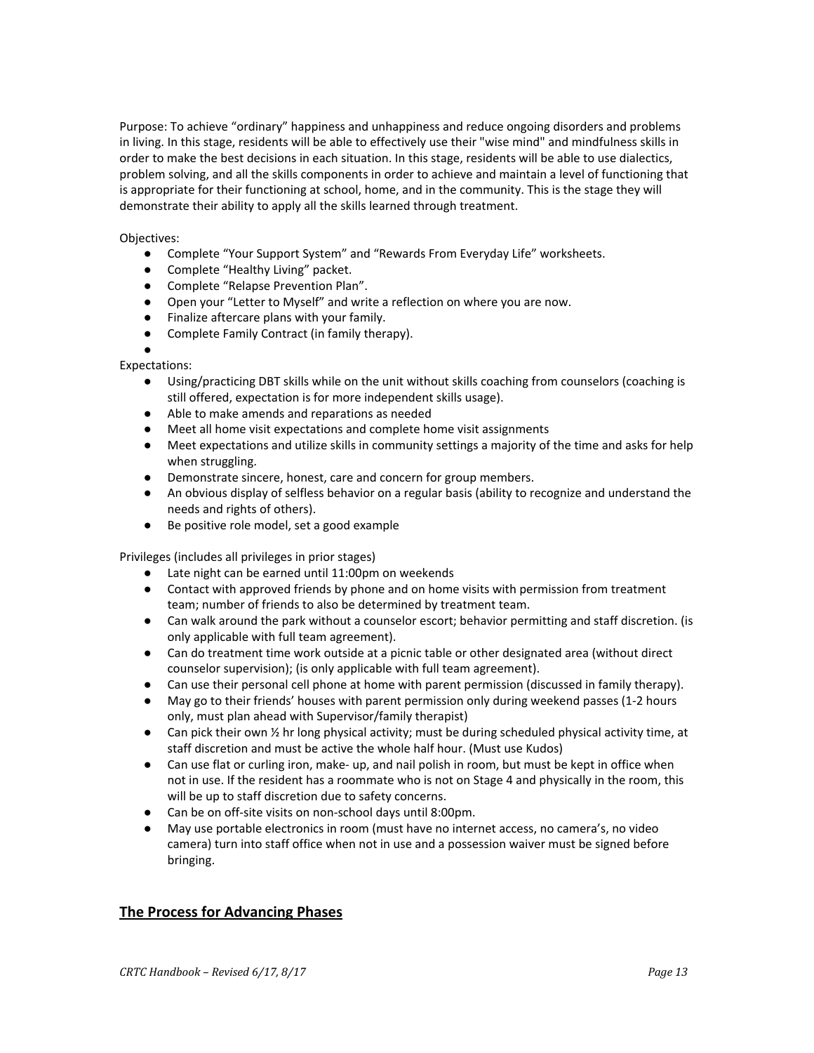Purpose: To achieve "ordinary" happiness and unhappiness and reduce ongoing disorders and problems in living. In this stage, residents will be able to effectively use their "wise mind" and mindfulness skills in order to make the best decisions in each situation. In this stage, residents will be able to use dialectics, problem solving, and all the skills components in order to achieve and maintain a level of functioning that is appropriate for their functioning at school, home, and in the community. This is the stage they will demonstrate their ability to apply all the skills learned through treatment.

Objectives:

- Complete "Your Support System" and "Rewards From Everyday Life" worksheets.
- Complete "Healthy Living" packet.
- Complete "Relapse Prevention Plan".
- Open your "Letter to Myself" and write a reflection on where you are now.
- Finalize aftercare plans with your family.
- Complete Family Contract (in family therapy).
- 

Expectations:

- Using/practicing DBT skills while on the unit without skills coaching from counselors (coaching is still offered, expectation is for more independent skills usage).
- Able to make amends and reparations as needed
- Meet all home visit expectations and complete home visit assignments
- Meet expectations and utilize skills in community settings a majority of the time and asks for help when struggling.
- Demonstrate sincere, honest, care and concern for group members.
- An obvious display of selfless behavior on a regular basis (ability to recognize and understand the needs and rights of others).
- Be positive role model, set a good example

Privileges (includes all privileges in prior stages)

- Late night can be earned until 11:00pm on weekends
- Contact with approved friends by phone and on home visits with permission from treatment team; number of friends to also be determined by treatment team.
- Can walk around the park without a counselor escort; behavior permitting and staff discretion. (is only applicable with full team agreement).
- Can do treatment time work outside at a picnic table or other designated area (without direct counselor supervision); (is only applicable with full team agreement).
- Can use their personal cell phone at home with parent permission (discussed in family therapy).
- May go to their friends' houses with parent permission only during weekend passes (1-2 hours only, must plan ahead with Supervisor/family therapist)
- Can pick their own ½ hr long physical activity; must be during scheduled physical activity time, at staff discretion and must be active the whole half hour. (Must use Kudos)
- Can use flat or curling iron, make- up, and nail polish in room, but must be kept in office when not in use. If the resident has a roommate who is not on Stage 4 and physically in the room, this will be up to staff discretion due to safety concerns.
- Can be on off-site visits on non-school days until 8:00pm.
- May use portable electronics in room (must have no internet access, no camera's, no video camera) turn into staff office when not in use and a possession waiver must be signed before bringing.

## The Process for Advancing Phases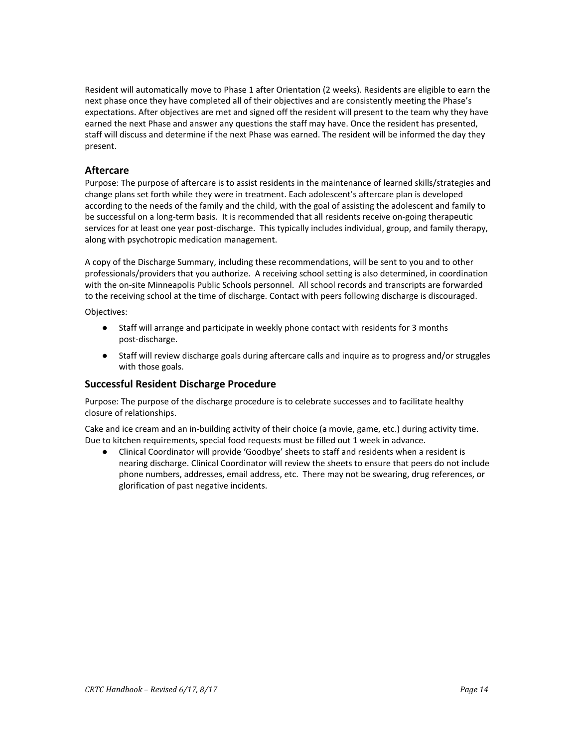Resident will automatically move to Phase 1 after Orientation (2 weeks). Residents are eligible to earn the next phase once they have completed all of their objectives and are consistently meeting the Phase's expectations. After objectives are met and signed off the resident will present to the team why they have earned the next Phase and answer any questions the staff may have. Once the resident has presented, staff will discuss and determine if the next Phase was earned. The resident will be informed the day they present.

## Aftercare

Purpose: The purpose of aftercare is to assist residents in the maintenance of learned skills/strategies and change plans set forth while they were in treatment. Each adolescent's aftercare plan is developed according to the needs of the family and the child, with the goal of assisting the adolescent and family to be successful on a long-term basis. It is recommended that all residents receive on-going therapeutic services for at least one year post-discharge. This typically includes individual, group, and family therapy, along with psychotropic medication management.

A copy of the Discharge Summary, including these recommendations, will be sent to you and to other professionals/providers that you authorize. A receiving school setting is also determined, in coordination with the on-site Minneapolis Public Schools personnel. All school records and transcripts are forwarded to the receiving school at the time of discharge. Contact with peers following discharge is discouraged.

Objectives:

- Staff will arrange and participate in weekly phone contact with residents for 3 months post-discharge.
- Staff will review discharge goals during aftercare calls and inquire as to progress and/or struggles with those goals.

## Successful Resident Discharge Procedure

Purpose: The purpose of the discharge procedure is to celebrate successes and to facilitate healthy closure of relationships.

Cake and ice cream and an in-building activity of their choice (a movie, game, etc.) during activity time. Due to kitchen requirements, special food requests must be filled out 1 week in advance.

- Clinical Coordinator will provide 'Goodbye' sheets to staff and residents when a resident is nearing discharge. Clinical Coordinator will review the sheets to ensure that peers do not include phone numbers, addresses, email address, etc. There may not be swearing, drug references, or glorification of past negative incidents.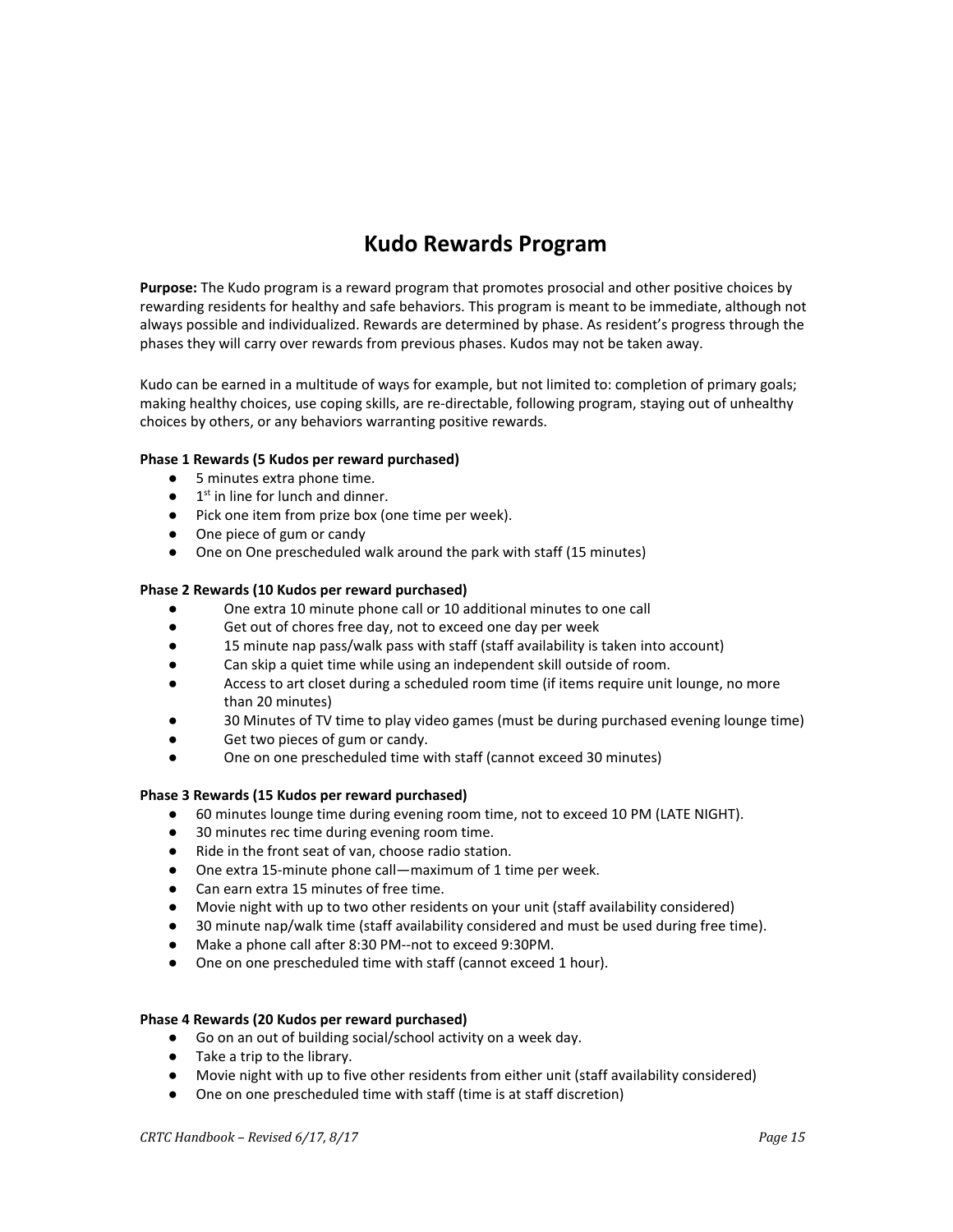# Kudo Rewards Program

**Purpose:** The Kudo program is a reward program that promotes prosocial and other positive choices by rewarding residents for healthy and safe behaviors. This program is meant to be immediate, although not always possible and individualized. Rewards are determined by phase. As resident's progress through the phases they will carry over rewards from previous phases. Kudos may not be taken away.

Kudo can be earned in a multitude of ways for example, but not limited to: completion of primary goals; making healthy choices, use coping skills, are re-directable, following program, staying out of unhealthy choices by others, or any behaviors warranting positive rewards.

**Phase 1 Rewards (5 Kudos per reward purchased)**

- 5 minutes extra phone time.
- 1st in line for lunch and dinner.
- Pick one item from prize box (one time per week).
- One piece of gum or candy
- One on One prescheduled walk around the park with staff (15 minutes)

**Phase 2 Rewards (10 Kudos per reward purchased)**

- One extra 10 minute phone call or 10 additional minutes to one call
- Get out of chores free day, not to exceed one day per week
- 15 minute nap pass/walk pass with staff (staff availability is taken into account)
- Can skip a quiet time while using an independent skill outside of room.
- Access to art closet during a scheduled room time (if items require unit lounge, no more than 20 minutes)
- 30 Minutes of TV time to play video games (must be during purchased evening lounge time)
- Get two pieces of gum or candy.
- One on one prescheduled time with staff (cannot exceed 30 minutes)

**Phase 3 Rewards (15 Kudos per reward purchased)**

- 60 minutes lounge time during evening room time, not to exceed 10 PM (LATE NIGHT).
- 30 minutes rec time during evening room time.
- Ride in the front seat of van, choose radio station.
- One extra 15-minute phone call—maximum of 1 time per week.
- Can earn extra 15 minutes of free time.
- Movie night with up to two other residents on your unit (staff availability considered)
- 30 minute nap/walk time (staff availability considered and must be used during free time).
- Make a phone call after 8:30 PM--not to exceed 9:30PM.
- One on one prescheduled time with staff (cannot exceed 1 hour).

**Phase 4 Rewards (20 Kudos per reward purchased)**

- Go on an out of building social/school activity on a week day.
- Take a trip to the library.
- Movie night with up to five other residents from either unit (staff availability considered)
- One on one prescheduled time with staff (time is at staff discretion)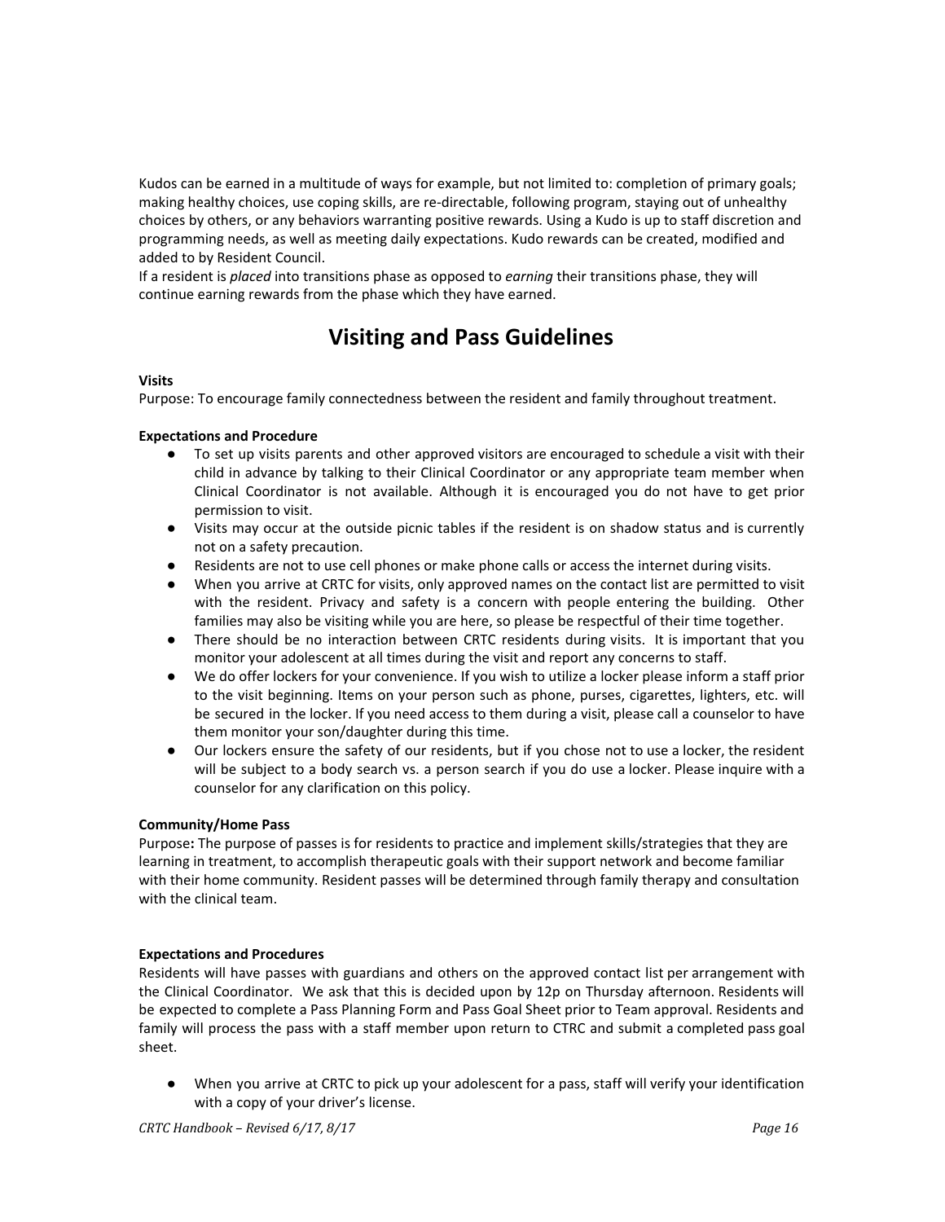Kudos can be earned in a multitude of ways for example, but not limited to: completion of primary goals; making healthy choices, use coping skills, are re-directable, following program, staying out of unhealthy choices by others, or any behaviors warranting positive rewards. Using a Kudo is up to staff discretion and programming needs, as well as meeting daily expectations. Kudo rewards can be created, modified and added to by Resident Council.

If a resident is *placed* into transitions phase as opposed to *earning* their transitions phase, they will continue earning rewards from the phase which they have earned.

# Visiting and Pass Guidelines

**Visits**

Purpose: To encourage family connectedness between the resident and family throughout treatment.

**Expectations and Procedure**

- To set up visits parents and other approved visitors are encouraged to schedule a visit with their child in advance by talking to their Clinical Coordinator or any appropriate team member when Clinical Coordinator is not available. Although it is encouraged you do not have to get prior permission to visit.
- Visits may occur at the outside picnic tables if the resident is on shadow status and is currently not on a safety precaution.
- Residents are not to use cell phones or make phone calls or access the internet during visits.
- When you arrive at CRTC for visits, only approved names on the contact list are permitted to visit with the resident. Privacy and safety is a concern with people entering the building. Other families may also be visiting while you are here, so please be respectful of their time together.
- There should be no interaction between CRTC residents during visits. It is important that you monitor your adolescent at all times during the visit and report any concerns to staff.
- We do offer lockers for your convenience. If you wish to utilize a locker please inform a staff prior to the visit beginning. Items on your person such as phone, purses, cigarettes, lighters, etc. will be secured in the locker. If you need access to them during a visit, please call a counselor to have them monitor your son/daughter during this time.
- Our lockers ensure the safety of our residents, but if you chose not to use a locker, the resident will be subject to a body search vs. a person search if you do use a locker. Please inquire with a counselor for any clarification on this policy.

**Community/Home Pass**

Purpose**:** The purpose of passes is for residents to practice and implement skills/strategies that they are learning in treatment, to accomplish therapeutic goals with their support network and become familiar with their home community. Resident passes will be determined through family therapy and consultation with the clinical team.

**Expectations and Procedures**

Residents will have passes with guardians and others on the approved contact list per arrangement with the Clinical Coordinator. We ask that this is decided upon by 12p on Thursday afternoon. Residents will be expected to complete a Pass Planning Form and Pass Goal Sheet prior to Team approval. Residents and family will process the pass with a staff member upon return to CTRC and submit a completed pass goal sheet.

- When you arrive at CRTC to pick up your adolescent for a pass, staff will verify your identification with a copy of your driver's license.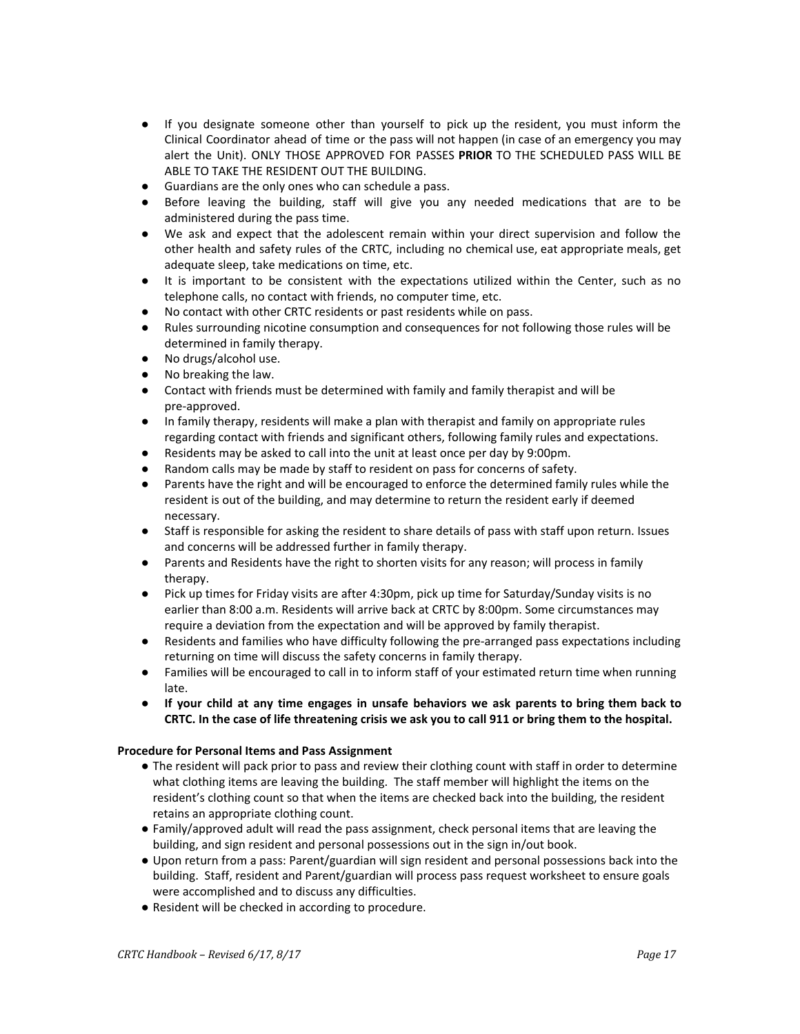- If you designate someone other than yourself to pick up the resident, you must inform the Clinical Coordinator ahead of time or the pass will not happen (in case of an emergency you may alert the Unit). ONLY THOSE APPROVED FOR PASSES **PRIOR** TO THE SCHEDULED PASS WILL BE ABLE TO TAKE THE RESIDENT OUT THE BUILDING.
- Guardians are the only ones who can schedule a pass.
- Before leaving the building, staff will give you any needed medications that are to be administered during the pass time.
- We ask and expect that the adolescent remain within your direct supervision and follow the other health and safety rules of the CRTC, including no chemical use, eat appropriate meals, get adequate sleep, take medications on time, etc.
- It is important to be consistent with the expectations utilized within the Center, such as no telephone calls, no contact with friends, no computer time, etc.
- No contact with other CRTC residents or past residents while on pass.
- Rules surrounding nicotine consumption and consequences for not following those rules will be determined in family therapy.
- No drugs/alcohol use.
- No breaking the law.
- Contact with friends must be determined with family and family therapist and will be pre-approved.
- In family therapy, residents will make a plan with therapist and family on appropriate rules regarding contact with friends and significant others, following family rules and expectations.
- Residents may be asked to call into the unit at least once per day by 9:00pm.
- Random calls may be made by staff to resident on pass for concerns of safety.
- Parents have the right and will be encouraged to enforce the determined family rules while the resident is out of the building, and may determine to return the resident early if deemed necessary.
- Staff is responsible for asking the resident to share details of pass with staff upon return. Issues and concerns will be addressed further in family therapy.
- Parents and Residents have the right to shorten visits for any reason; will process in family therapy.
- Pick up times for Friday visits are after 4:30pm, pick up time for Saturday/Sunday visits is no earlier than 8:00 a.m. Residents will arrive back at CRTC by 8:00pm. Some circumstances may require a deviation from the expectation and will be approved by family therapist.
- Residents and families who have difficulty following the pre-arranged pass expectations including returning on time will discuss the safety concerns in family therapy.
- Families will be encouraged to call in to inform staff of your estimated return time when running late.
- **If your child at any time engages in unsafe behaviors we ask parents to bring them back to CRTC. In the case of life threatening crisis we ask you to call 911 or bring them to the hospital.**

**Procedure for Personal Items and Pass Assignment**

- The resident will pack prior to pass and review their clothing count with staff in order to determine what clothing items are leaving the building. The staff member will highlight the items on the resident's clothing count so that when the items are checked back into the building, the resident retains an appropriate clothing count.
- Family/approved adult will read the pass assignment, check personal items that are leaving the building, and sign resident and personal possessions out in the sign in/out book.
- Upon return from a pass: Parent/guardian will sign resident and personal possessions back into the building. Staff, resident and Parent/guardian will process pass request worksheet to ensure goals were accomplished and to discuss any difficulties.
- Resident will be checked in according to procedure.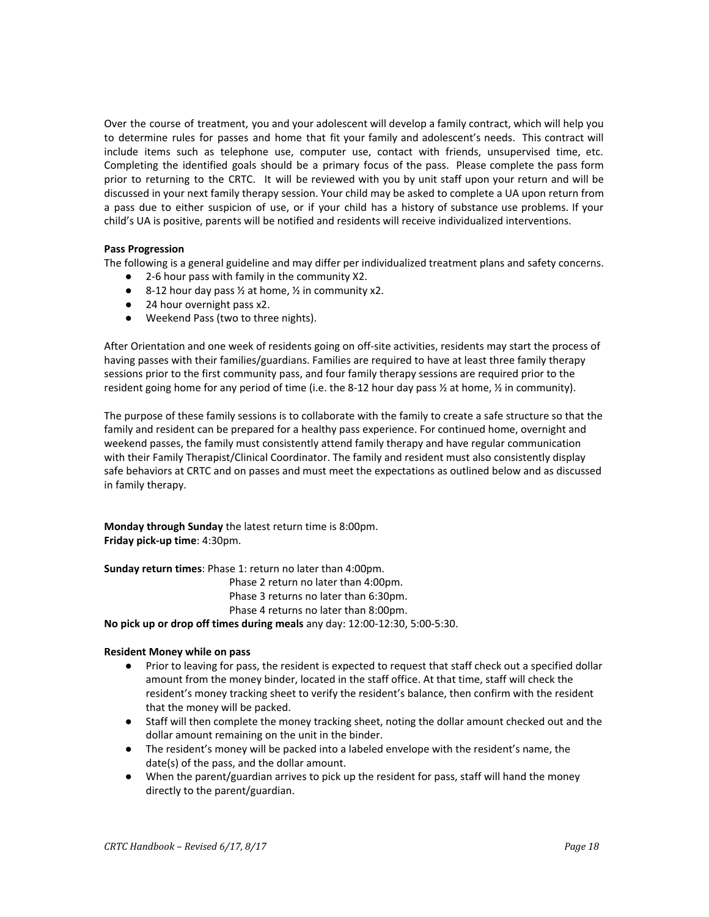Over the course of treatment, you and your adolescent will develop a family contract, which will help you to determine rules for passes and home that fit your family and adolescent's needs. This contract will include items such as telephone use, computer use, contact with friends, unsupervised time, etc. Completing the identified goals should be a primary focus of the pass. Please complete the pass form prior to returning to the CRTC. It will be reviewed with you by unit staff upon your return and will be discussed in your next family therapy session. Your child may be asked to complete a UA upon return from a pass due to either suspicion of use, or if your child has a history of substance use problems. If your child's UA is positive, parents will be notified and residents will receive individualized interventions.

**Pass Progression**

The following is a general guideline and may differ per individualized treatment plans and safety concerns.

- 2-6 hour pass with family in the community X2.
- 8-12 hour day pass ½ at home, ½ in community x2.
- 24 hour overnight pass x2.
- Weekend Pass (two to three nights).

After Orientation and one week of residents going on off-site activities, residents may start the process of having passes with their families/guardians. Families are required to have at least three family therapy sessions prior to the first community pass, and four family therapy sessions are required prior to the resident going home for any period of time (i.e. the 8-12 hour day pass ½ at home, ½ in community).

The purpose of these family sessions is to collaborate with the family to create a safe structure so that the family and resident can be prepared for a healthy pass experience. For continued home, overnight and weekend passes, the family must consistently attend family therapy and have regular communication with their Family Therapist/Clinical Coordinator. The family and resident must also consistently display safe behaviors at CRTC and on passes and must meet the expectations as outlined below and as discussed in family therapy.

**Monday through Sunday** the latest return time is 8:00pm.
**Friday pick-up time**: 4:30pm.

**Sunday return times**: Phase 1: return no later than 4:00pm.
Phase 2 return no later than 4:00pm.
Phase 3 returns no later than 6:30pm.
Phase 4 returns no later than 8:00pm.

**No pick up or drop off times during meals** any day: 12:00-12:30, 5:00-5:30.

**Resident Money while on pass**

- Prior to leaving for pass, the resident is expected to request that staff check out a specified dollar amount from the money binder, located in the staff office. At that time, staff will check the resident's money tracking sheet to verify the resident's balance, then confirm with the resident that the money will be packed.
- Staff will then complete the money tracking sheet, noting the dollar amount checked out and the dollar amount remaining on the unit in the binder.
- The resident's money will be packed into a labeled envelope with the resident's name, the date(s) of the pass, and the dollar amount.
- When the parent/guardian arrives to pick up the resident for pass, staff will hand the money directly to the parent/guardian.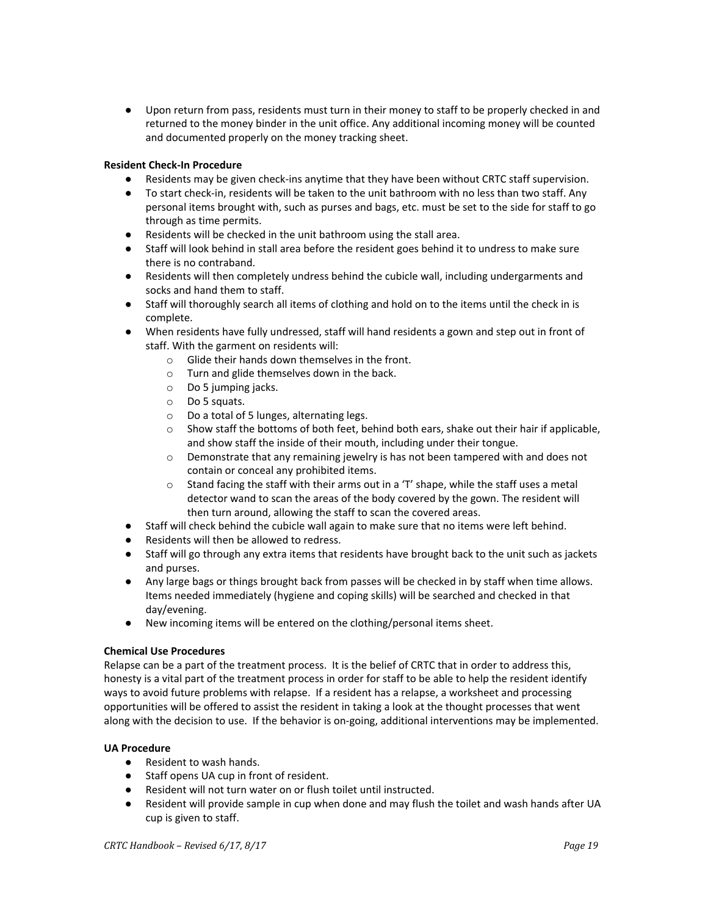- Upon return from pass, residents must turn in their money to staff to be properly checked in and returned to the money binder in the unit office. Any additional incoming money will be counted and documented properly on the money tracking sheet.

**Resident Check-In Procedure**

- Residents may be given check-ins anytime that they have been without CRTC staff supervision.
- To start check-in, residents will be taken to the unit bathroom with no less than two staff. Any personal items brought with, such as purses and bags, etc. must be set to the side for staff to go through as time permits.
- Residents will be checked in the unit bathroom using the stall area.
- Staff will look behind in stall area before the resident goes behind it to undress to make sure there is no contraband.
- Residents will then completely undress behind the cubicle wall, including undergarments and socks and hand them to staff.
- Staff will thoroughly search all items of clothing and hold on to the items until the check in is complete.
- When residents have fully undressed, staff will hand residents a gown and step out in front of staff. With the garment on residents will:
    - Glide their hands down themselves in the front.
    - Turn and glide themselves down in the back.
    - Do 5 jumping jacks.
    - Do 5 squats.
    - Do a total of 5 lunges, alternating legs.
    - Show staff the bottoms of both feet, behind both ears, shake out their hair if applicable, and show staff the inside of their mouth, including under their tongue.
    - Demonstrate that any remaining jewelry is has not been tampered with and does not contain or conceal any prohibited items.
    - Stand facing the staff with their arms out in a 'T' shape, while the staff uses a metal detector wand to scan the areas of the body covered by the gown. The resident will then turn around, allowing the staff to scan the covered areas.
- Staff will check behind the cubicle wall again to make sure that no items were left behind.
- Residents will then be allowed to redress.
- Staff will go through any extra items that residents have brought back to the unit such as jackets and purses.
- Any large bags or things brought back from passes will be checked in by staff when time allows. Items needed immediately (hygiene and coping skills) will be searched and checked in that day/evening.
- New incoming items will be entered on the clothing/personal items sheet.

**Chemical Use Procedures**

Relapse can be a part of the treatment process. It is the belief of CRTC that in order to address this, honesty is a vital part of the treatment process in order for staff to be able to help the resident identify ways to avoid future problems with relapse. If a resident has a relapse, a worksheet and processing opportunities will be offered to assist the resident in taking a look at the thought processes that went along with the decision to use. If the behavior is on-going, additional interventions may be implemented.

**UA Procedure**

- Resident to wash hands.
- Staff opens UA cup in front of resident.
- Resident will not turn water on or flush toilet until instructed.
- Resident will provide sample in cup when done and may flush the toilet and wash hands after UA cup is given to staff.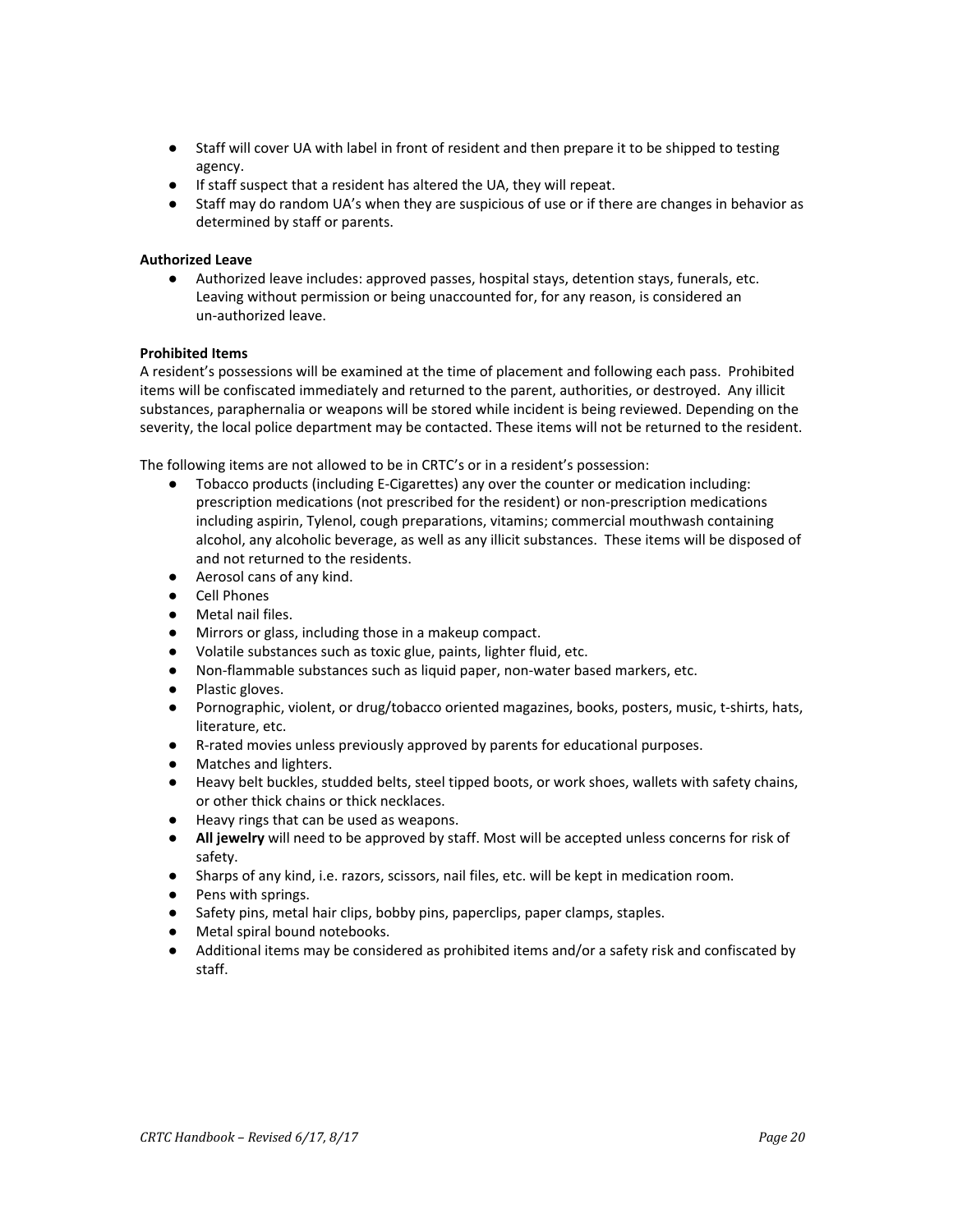- Staff will cover UA with label in front of resident and then prepare it to be shipped to testing agency.
- If staff suspect that a resident has altered the UA, they will repeat.
- Staff may do random UA's when they are suspicious of use or if there are changes in behavior as determined by staff or parents.

**Authorized Leave**

- Authorized leave includes: approved passes, hospital stays, detention stays, funerals, etc. Leaving without permission or being unaccounted for, for any reason, is considered an un-authorized leave.

**Prohibited Items**

A resident's possessions will be examined at the time of placement and following each pass. Prohibited items will be confiscated immediately and returned to the parent, authorities, or destroyed. Any illicit substances, paraphernalia or weapons will be stored while incident is being reviewed. Depending on the severity, the local police department may be contacted. These items will not be returned to the resident.

The following items are not allowed to be in CRTC's or in a resident's possession:

- Tobacco products (including E-Cigarettes) any over the counter or medication including: prescription medications (not prescribed for the resident) or non-prescription medications including aspirin, Tylenol, cough preparations, vitamins; commercial mouthwash containing alcohol, any alcoholic beverage, as well as any illicit substances. These items will be disposed of and not returned to the residents.
- Aerosol cans of any kind.
- Cell Phones
- Metal nail files.
- Mirrors or glass, including those in a makeup compact.
- Volatile substances such as toxic glue, paints, lighter fluid, etc.
- Non-flammable substances such as liquid paper, non-water based markers, etc.
- Plastic gloves.
- Pornographic, violent, or drug/tobacco oriented magazines, books, posters, music, t-shirts, hats, literature, etc.
- R-rated movies unless previously approved by parents for educational purposes.
- Matches and lighters.
- Heavy belt buckles, studded belts, steel tipped boots, or work shoes, wallets with safety chains, or other thick chains or thick necklaces.
- Heavy rings that can be used as weapons.
- **All jewelry** will need to be approved by staff. Most will be accepted unless concerns for risk of safety.
- Sharps of any kind, i.e. razors, scissors, nail files, etc. will be kept in medication room.
- Pens with springs.
- Safety pins, metal hair clips, bobby pins, paperclips, paper clamps, staples.
- Metal spiral bound notebooks.
- Additional items may be considered as prohibited items and/or a safety risk and confiscated by staff.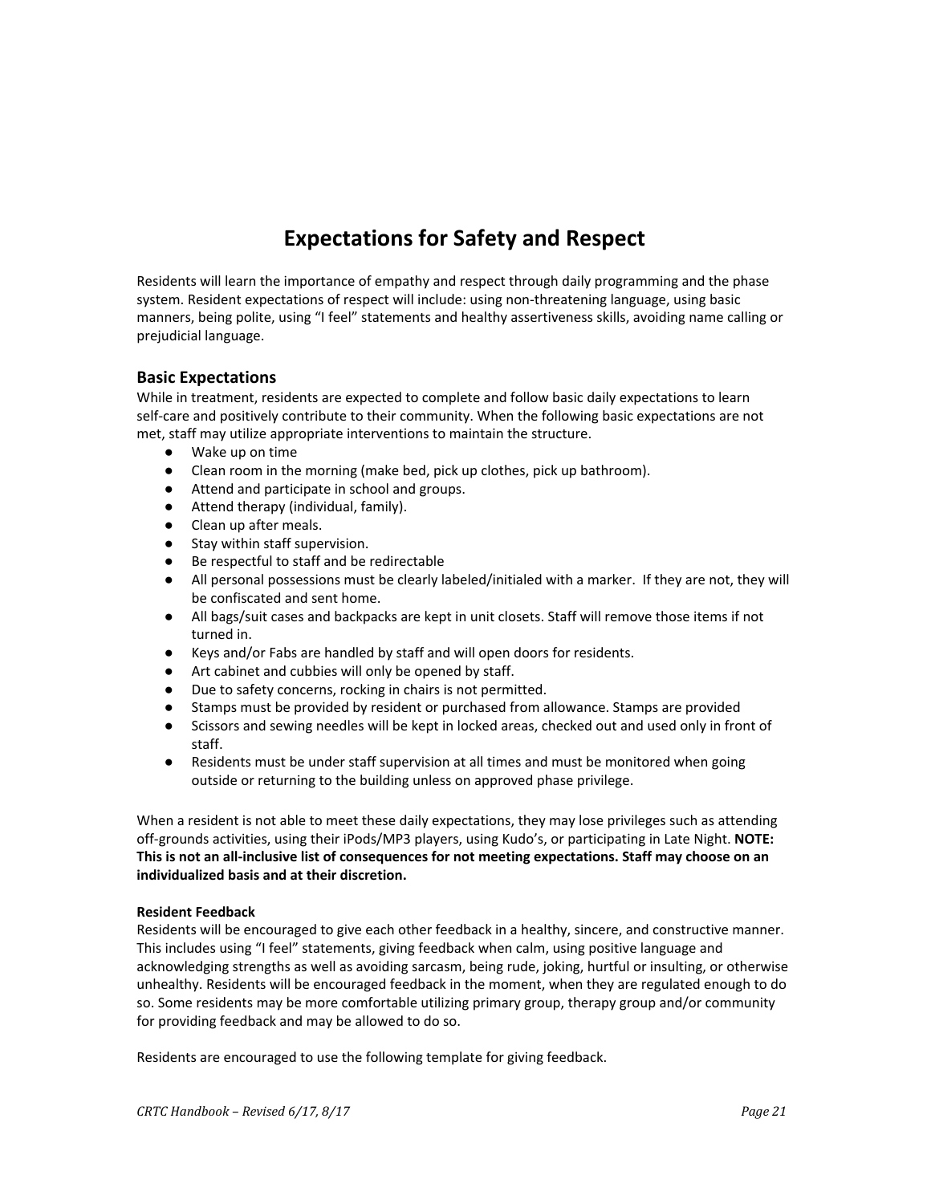# Expectations for Safety and Respect

Residents will learn the importance of empathy and respect through daily programming and the phase system. Resident expectations of respect will include: using non-threatening language, using basic manners, being polite, using "I feel" statements and healthy assertiveness skills, avoiding name calling or prejudicial language.

## Basic Expectations

While in treatment, residents are expected to complete and follow basic daily expectations to learn self-care and positively contribute to their community. When the following basic expectations are not met, staff may utilize appropriate interventions to maintain the structure.

- Wake up on time
- Clean room in the morning (make bed, pick up clothes, pick up bathroom).
- Attend and participate in school and groups.
- Attend therapy (individual, family).
- Clean up after meals.
- Stay within staff supervision.
- Be respectful to staff and be redirectable
- All personal possessions must be clearly labeled/initialed with a marker. If they are not, they will be confiscated and sent home.
- All bags/suit cases and backpacks are kept in unit closets. Staff will remove those items if not turned in.
- Keys and/or Fabs are handled by staff and will open doors for residents.
- Art cabinet and cubbies will only be opened by staff.
- Due to safety concerns, rocking in chairs is not permitted.
- Stamps must be provided by resident or purchased from allowance. Stamps are provided
- Scissors and sewing needles will be kept in locked areas, checked out and used only in front of staff.
- Residents must be under staff supervision at all times and must be monitored when going outside or returning to the building unless on approved phase privilege.

When a resident is not able to meet these daily expectations, they may lose privileges such as attending off-grounds activities, using their iPods/MP3 players, using Kudo's, or participating in Late Night. **NOTE: This is not an all-inclusive list of consequences for not meeting expectations. Staff may choose on an individualized basis and at their discretion.**

**Resident Feedback**

Residents will be encouraged to give each other feedback in a healthy, sincere, and constructive manner. This includes using "I feel" statements, giving feedback when calm, using positive language and acknowledging strengths as well as avoiding sarcasm, being rude, joking, hurtful or insulting, or otherwise unhealthy. Residents will be encouraged feedback in the moment, when they are regulated enough to do so. Some residents may be more comfortable utilizing primary group, therapy group and/or community for providing feedback and may be allowed to do so.

Residents are encouraged to use the following template for giving feedback.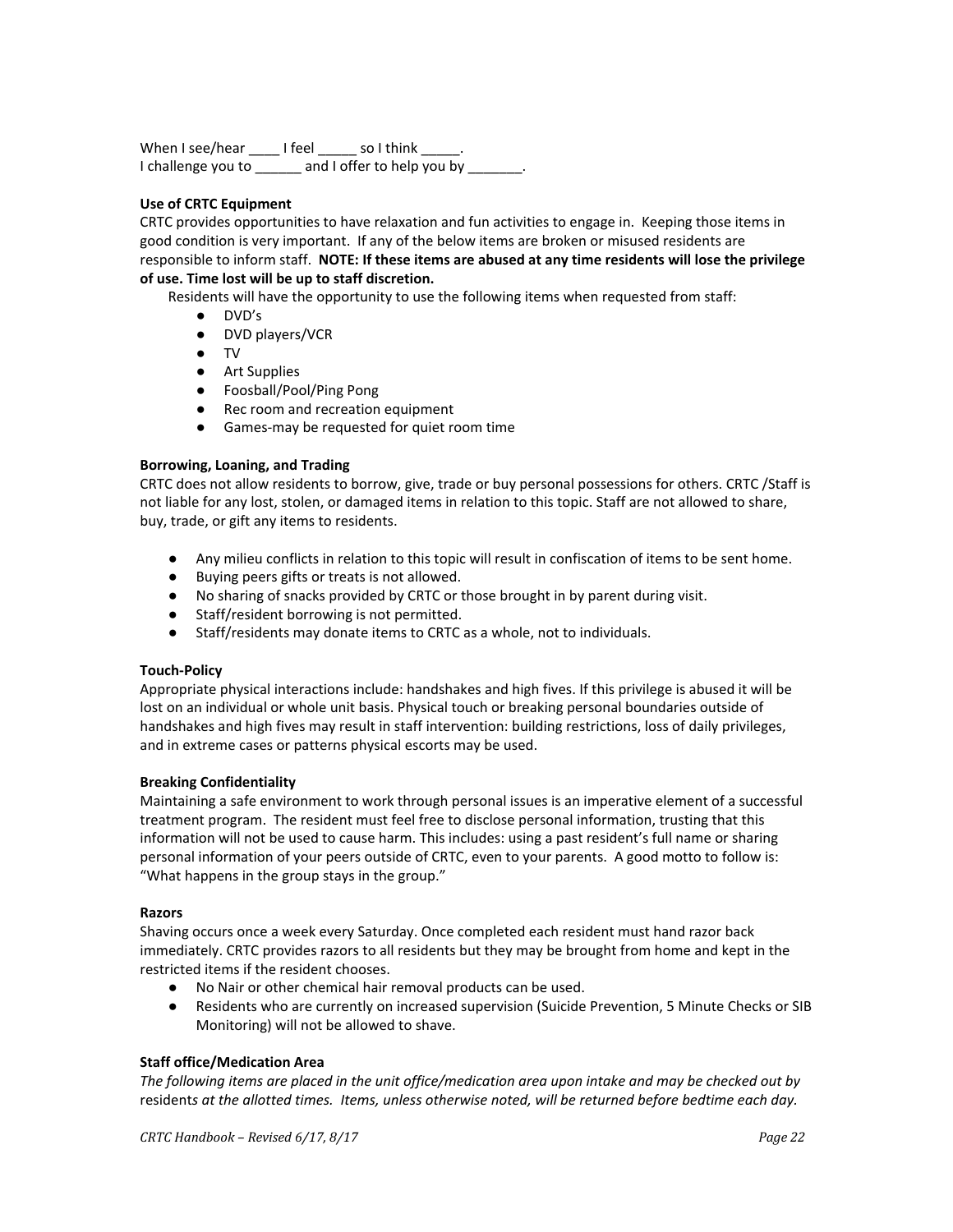When I see/hear ____ I feel _____ so I think _____.
I challenge you to ______ and I offer to help you by _______.

**Use of CRTC Equipment**
CRTC provides opportunities to have relaxation and fun activities to engage in. Keeping those items in good condition is very important. If any of the below items are broken or misused residents are responsible to inform staff. **NOTE: If these items are abused at any time residents will lose the privilege of use. Time lost will be up to staff discretion.**

Residents will have the opportunity to use the following items when requested from staff:

- DVD's
- DVD players/VCR
- TV
- Art Supplies
- Foosball/Pool/Ping Pong
- Rec room and recreation equipment
- Games-may be requested for quiet room time

**Borrowing, Loaning, and Trading**
CRTC does not allow residents to borrow, give, trade or buy personal possessions for others. CRTC /Staff is not liable for any lost, stolen, or damaged items in relation to this topic. Staff are not allowed to share, buy, trade, or gift any items to residents.

- Any milieu conflicts in relation to this topic will result in confiscation of items to be sent home.
- Buying peers gifts or treats is not allowed.
- No sharing of snacks provided by CRTC or those brought in by parent during visit.
- Staff/resident borrowing is not permitted.
- Staff/residents may donate items to CRTC as a whole, not to individuals.

**Touch-Policy**
Appropriate physical interactions include: handshakes and high fives. If this privilege is abused it will be lost on an individual or whole unit basis. Physical touch or breaking personal boundaries outside of handshakes and high fives may result in staff intervention: building restrictions, loss of daily privileges, and in extreme cases or patterns physical escorts may be used.

**Breaking Confidentiality**
Maintaining a safe environment to work through personal issues is an imperative element of a successful treatment program. The resident must feel free to disclose personal information, trusting that this information will not be used to cause harm. This includes: using a past resident's full name or sharing personal information of your peers outside of CRTC, even to your parents. A good motto to follow is: "What happens in the group stays in the group."

**Razors**
Shaving occurs once a week every Saturday. Once completed each resident must hand razor back immediately. CRTC provides razors to all residents but they may be brought from home and kept in the restricted items if the resident chooses.

- No Nair or other chemical hair removal products can be used.
- Residents who are currently on increased supervision (Suicide Prevention, 5 Minute Checks or SIB Monitoring) will not be allowed to shave.

**Staff office/Medication Area**
*The following items are placed in the unit office/medication area upon intake and may be checked out by residents at the allotted times. Items, unless otherwise noted, will be returned before bedtime each day.*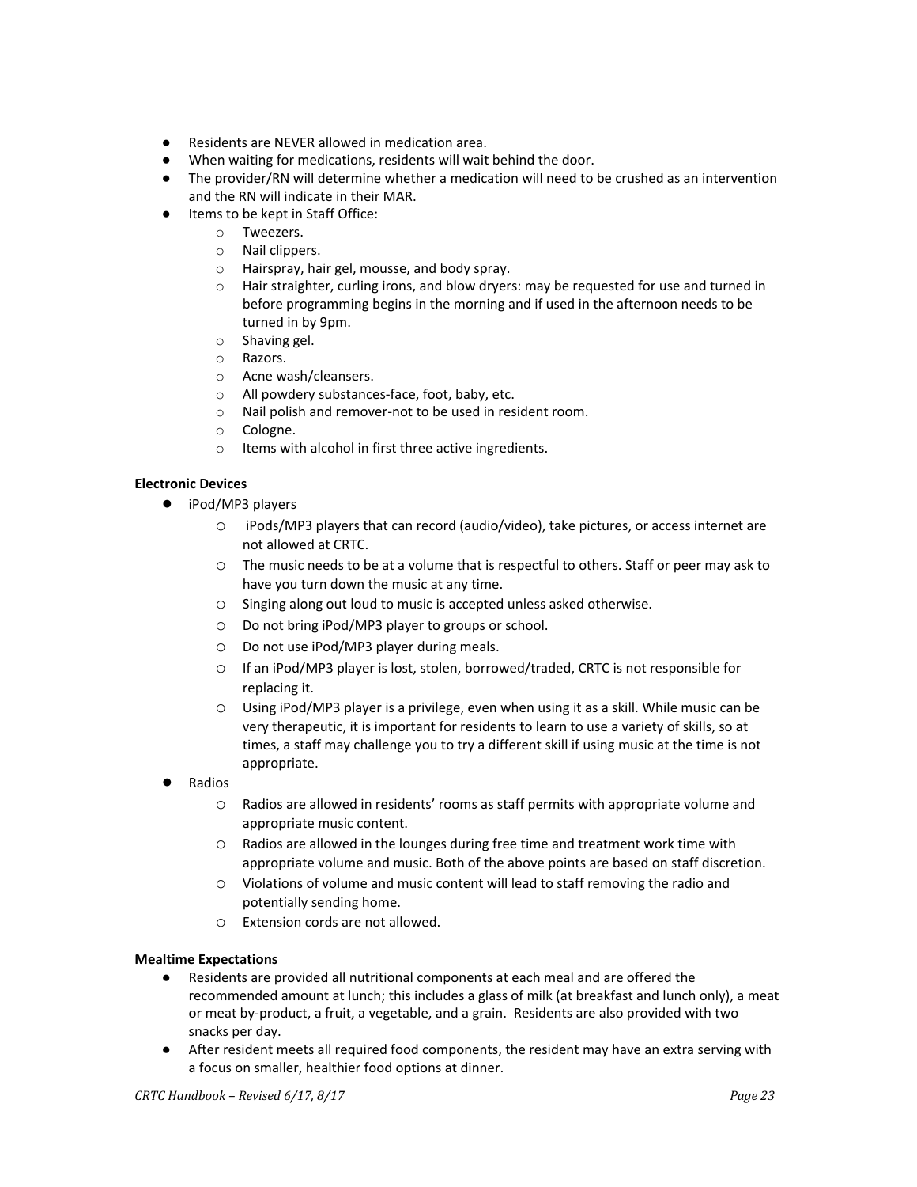- Residents are NEVER allowed in medication area.
- When waiting for medications, residents will wait behind the door.
- The provider/RN will determine whether a medication will need to be crushed as an intervention and the RN will indicate in their MAR.
- Items to be kept in Staff Office:
  - Tweezers.
  - Nail clippers.
  - Hairspray, hair gel, mousse, and body spray.
  - Hair straighter, curling irons, and blow dryers: may be requested for use and turned in before programming begins in the morning and if used in the afternoon needs to be turned in by 9pm.
  - Shaving gel.
  - Razors.
  - Acne wash/cleansers.
  - All powdery substances-face, foot, baby, etc.
  - Nail polish and remover-not to be used in resident room.
  - Cologne.
  - Items with alcohol in first three active ingredients.

**Electronic Devices**

- iPod/MP3 players
  - iPods/MP3 players that can record (audio/video), take pictures, or access internet are not allowed at CRTC.
  - The music needs to be at a volume that is respectful to others. Staff or peer may ask to have you turn down the music at any time.
  - Singing along out loud to music is accepted unless asked otherwise.
  - Do not bring iPod/MP3 player to groups or school.
  - Do not use iPod/MP3 player during meals.
  - If an iPod/MP3 player is lost, stolen, borrowed/traded, CRTC is not responsible for replacing it.
  - Using iPod/MP3 player is a privilege, even when using it as a skill. While music can be very therapeutic, it is important for residents to learn to use a variety of skills, so at times, a staff may challenge you to try a different skill if using music at the time is not appropriate.
- Radios
  - Radios are allowed in residents' rooms as staff permits with appropriate volume and appropriate music content.
  - Radios are allowed in the lounges during free time and treatment work time with appropriate volume and music. Both of the above points are based on staff discretion.
  - Violations of volume and music content will lead to staff removing the radio and potentially sending home.
  - Extension cords are not allowed.

**Mealtime Expectations**

- Residents are provided all nutritional components at each meal and are offered the recommended amount at lunch; this includes a glass of milk (at breakfast and lunch only), a meat or meat by-product, a fruit, a vegetable, and a grain. Residents are also provided with two snacks per day.
- After resident meets all required food components, the resident may have an extra serving with a focus on smaller, healthier food options at dinner.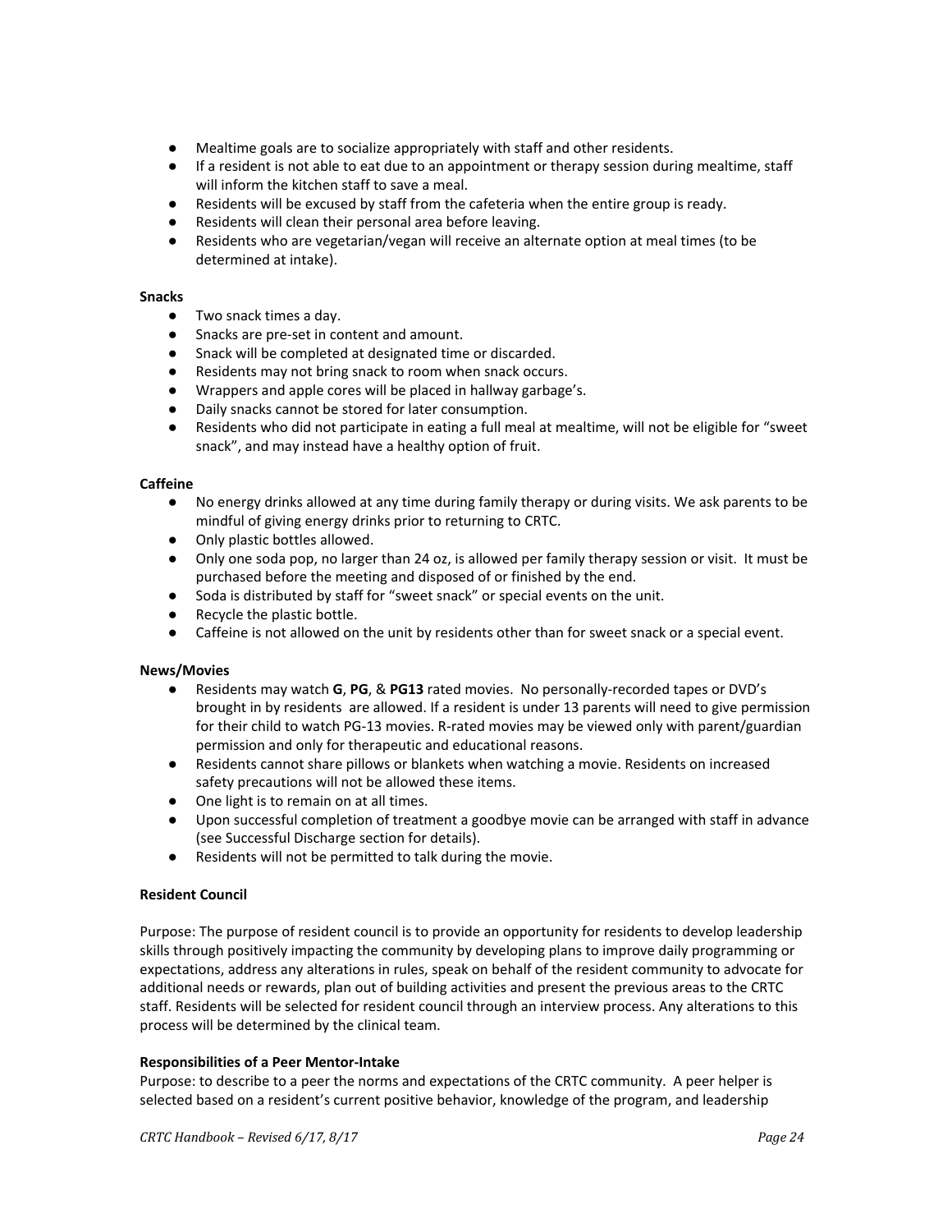- Mealtime goals are to socialize appropriately with staff and other residents.
- If a resident is not able to eat due to an appointment or therapy session during mealtime, staff will inform the kitchen staff to save a meal.
- Residents will be excused by staff from the cafeteria when the entire group is ready.
- Residents will clean their personal area before leaving.
- Residents who are vegetarian/vegan will receive an alternate option at meal times (to be determined at intake).

**Snacks**

- Two snack times a day.
- Snacks are pre-set in content and amount.
- Snack will be completed at designated time or discarded.
- Residents may not bring snack to room when snack occurs.
- Wrappers and apple cores will be placed in hallway garbage's.
- Daily snacks cannot be stored for later consumption.
- Residents who did not participate in eating a full meal at mealtime, will not be eligible for "sweet snack", and may instead have a healthy option of fruit.

**Caffeine**

- No energy drinks allowed at any time during family therapy or during visits. We ask parents to be mindful of giving energy drinks prior to returning to CRTC.
- Only plastic bottles allowed.
- Only one soda pop, no larger than 24 oz, is allowed per family therapy session or visit. It must be purchased before the meeting and disposed of or finished by the end.
- Soda is distributed by staff for "sweet snack" or special events on the unit.
- Recycle the plastic bottle.
- Caffeine is not allowed on the unit by residents other than for sweet snack or a special event.

**News/Movies**

- Residents may watch **G**, **PG**, & **PG13** rated movies. No personally-recorded tapes or DVD's brought in by residents are allowed. If a resident is under 13 parents will need to give permission for their child to watch PG-13 movies. R-rated movies may be viewed only with parent/guardian permission and only for therapeutic and educational reasons.
- Residents cannot share pillows or blankets when watching a movie. Residents on increased safety precautions will not be allowed these items.
- One light is to remain on at all times.
- Upon successful completion of treatment a goodbye movie can be arranged with staff in advance (see Successful Discharge section for details).
- Residents will not be permitted to talk during the movie.

**Resident Council**

Purpose: The purpose of resident council is to provide an opportunity for residents to develop leadership skills through positively impacting the community by developing plans to improve daily programming or expectations, address any alterations in rules, speak on behalf of the resident community to advocate for additional needs or rewards, plan out of building activities and present the previous areas to the CRTC staff. Residents will be selected for resident council through an interview process. Any alterations to this process will be determined by the clinical team.

**Responsibilities of a Peer Mentor-Intake**

Purpose: to describe to a peer the norms and expectations of the CRTC community. A peer helper is selected based on a resident's current positive behavior, knowledge of the program, and leadership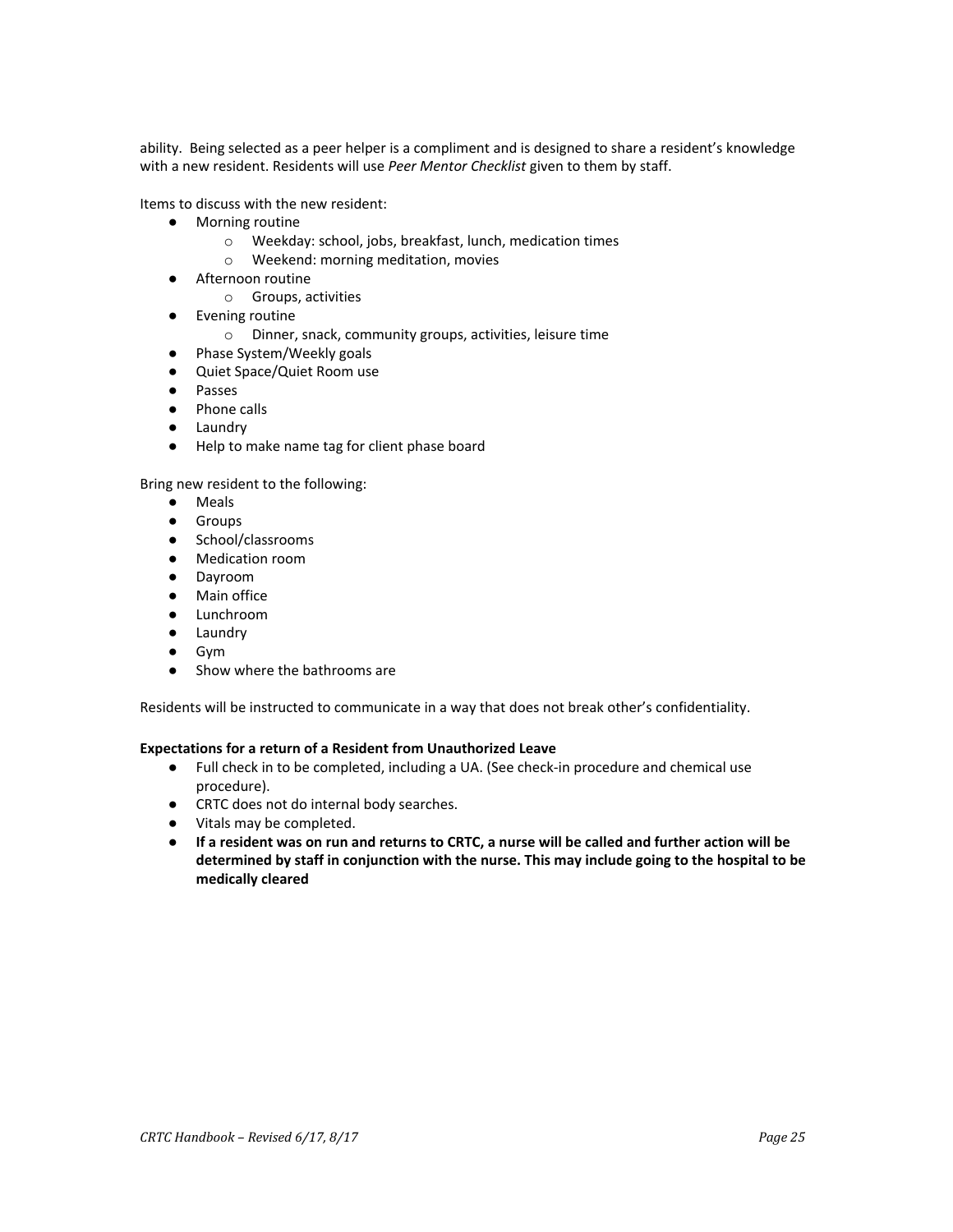ability. Being selected as a peer helper is a compliment and is designed to share a resident's knowledge with a new resident. Residents will use *Peer Mentor Checklist* given to them by staff.

Items to discuss with the new resident:

- Morning routine
  - Weekday: school, jobs, breakfast, lunch, medication times
  - Weekend: morning meditation, movies
- Afternoon routine
  - Groups, activities
- Evening routine
  - Dinner, snack, community groups, activities, leisure time
- Phase System/Weekly goals
- Quiet Space/Quiet Room use
- Passes
- Phone calls
- Laundry
- Help to make name tag for client phase board

Bring new resident to the following:

- Meals
- Groups
- School/classrooms
- Medication room
- Dayroom
- Main office
- Lunchroom
- Laundry
- Gym
- Show where the bathrooms are

Residents will be instructed to communicate in a way that does not break other's confidentiality.

**Expectations for a return of a Resident from Unauthorized Leave**

- Full check in to be completed, including a UA. (See check-in procedure and chemical use procedure).
- CRTC does not do internal body searches.
- Vitals may be completed.
- **If a resident was on run and returns to CRTC, a nurse will be called and further action will be determined by staff in conjunction with the nurse. This may include going to the hospital to be medically cleared**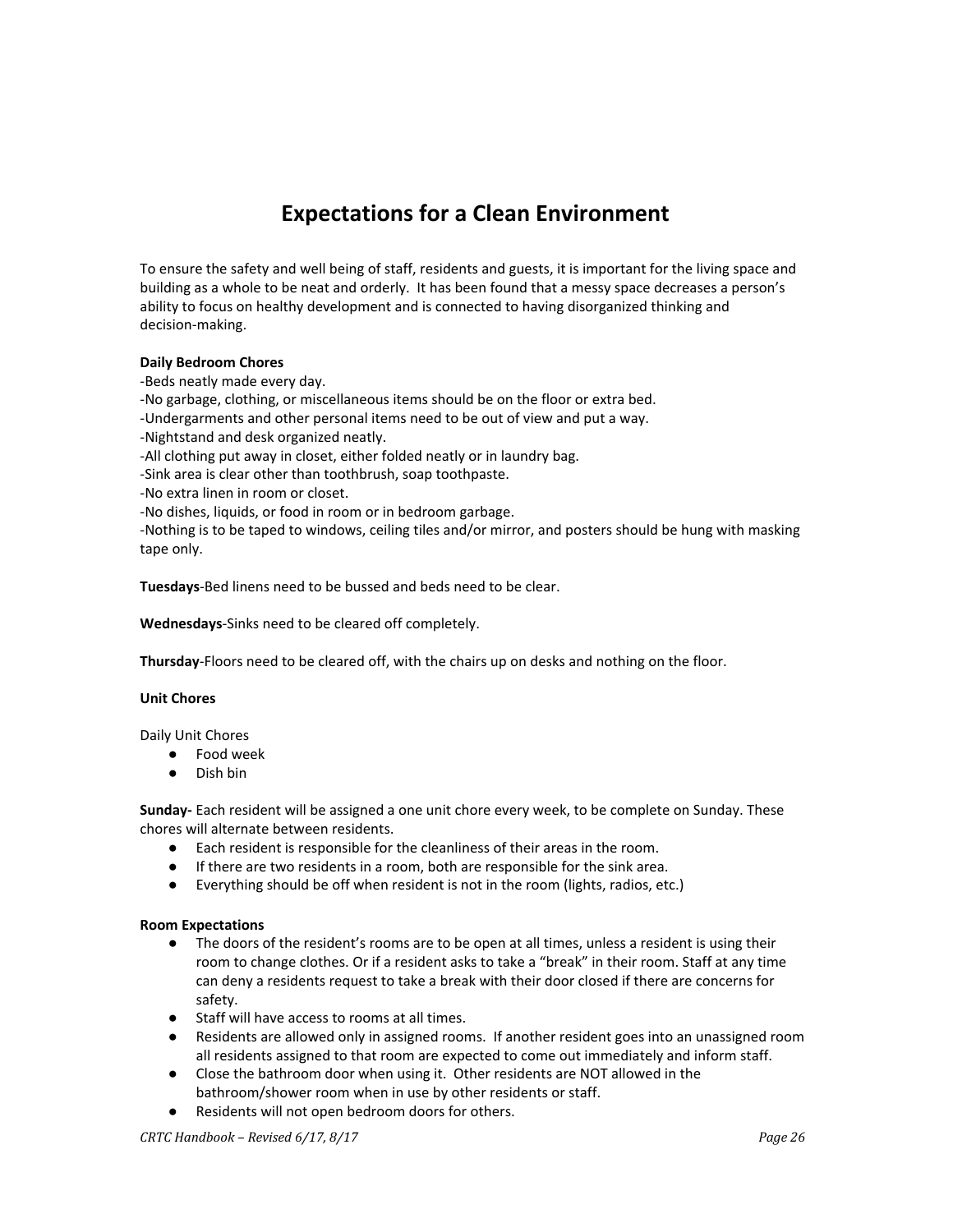# Expectations for a Clean Environment

To ensure the safety and well being of staff, residents and guests, it is important for the living space and building as a whole to be neat and orderly. It has been found that a messy space decreases a person's ability to focus on healthy development and is connected to having disorganized thinking and decision-making.

**Daily Bedroom Chores**
-Beds neatly made every day.
-No garbage, clothing, or miscellaneous items should be on the floor or extra bed.
-Undergarments and other personal items need to be out of view and put a way.
-Nightstand and desk organized neatly.
-All clothing put away in closet, either folded neatly or in laundry bag.
-Sink area is clear other than toothbrush, soap toothpaste.
-No extra linen in room or closet.
-No dishes, liquids, or food in room or in bedroom garbage.
-Nothing is to be taped to windows, ceiling tiles and/or mirror, and posters should be hung with masking tape only.

**Tuesdays**-Bed linens need to be bussed and beds need to be clear.

**Wednesdays**-Sinks need to be cleared off completely.

**Thursday**-Floors need to be cleared off, with the chairs up on desks and nothing on the floor.

**Unit Chores**

Daily Unit Chores

- Food week
- Dish bin

**Sunday-** Each resident will be assigned a one unit chore every week, to be complete on Sunday. These chores will alternate between residents.

- Each resident is responsible for the cleanliness of their areas in the room.
- If there are two residents in a room, both are responsible for the sink area.
- Everything should be off when resident is not in the room (lights, radios, etc.)

**Room Expectations**

- The doors of the resident's rooms are to be open at all times, unless a resident is using their room to change clothes. Or if a resident asks to take a "break" in their room. Staff at any time can deny a residents request to take a break with their door closed if there are concerns for safety.
- Staff will have access to rooms at all times.
- Residents are allowed only in assigned rooms. If another resident goes into an unassigned room all residents assigned to that room are expected to come out immediately and inform staff.
- Close the bathroom door when using it. Other residents are NOT allowed in the bathroom/shower room when in use by other residents or staff.
- Residents will not open bedroom doors for others.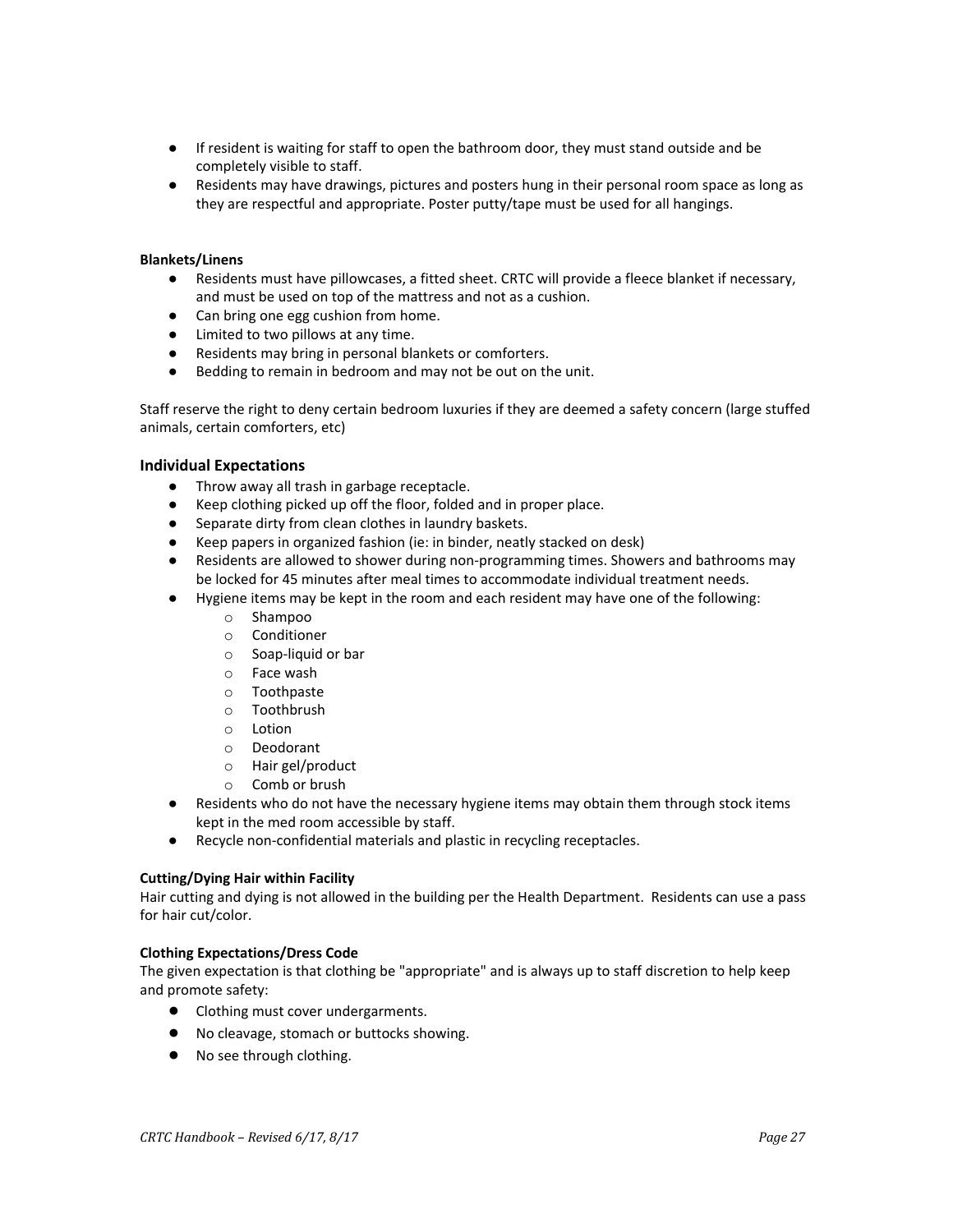- If resident is waiting for staff to open the bathroom door, they must stand outside and be completely visible to staff.
- Residents may have drawings, pictures and posters hung in their personal room space as long as they are respectful and appropriate. Poster putty/tape must be used for all hangings.

**Blankets/Linens**

- Residents must have pillowcases, a fitted sheet. CRTC will provide a fleece blanket if necessary, and must be used on top of the mattress and not as a cushion.
- Can bring one egg cushion from home.
- Limited to two pillows at any time.
- Residents may bring in personal blankets or comforters.
- Bedding to remain in bedroom and may not be out on the unit.

Staff reserve the right to deny certain bedroom luxuries if they are deemed a safety concern (large stuffed animals, certain comforters, etc)

### Individual Expectations

- Throw away all trash in garbage receptacle.
- Keep clothing picked up off the floor, folded and in proper place.
- Separate dirty from clean clothes in laundry baskets.
- Keep papers in organized fashion (ie: in binder, neatly stacked on desk)
- Residents are allowed to shower during non-programming times. Showers and bathrooms may be locked for 45 minutes after meal times to accommodate individual treatment needs.
- Hygiene items may be kept in the room and each resident may have one of the following:
  - Shampoo
  - Conditioner
  - Soap-liquid or bar
  - Face wash
  - Toothpaste
  - Toothbrush
  - Lotion
  - Deodorant
  - Hair gel/product
  - Comb or brush
- Residents who do not have the necessary hygiene items may obtain them through stock items kept in the med room accessible by staff.
- Recycle non-confidential materials and plastic in recycling receptacles.

**Cutting/Dying Hair within Facility**

Hair cutting and dying is not allowed in the building per the Health Department. Residents can use a pass for hair cut/color.

**Clothing Expectations/Dress Code**

The given expectation is that clothing be "appropriate" and is always up to staff discretion to help keep and promote safety:

- Clothing must cover undergarments.
- No cleavage, stomach or buttocks showing.
- No see through clothing.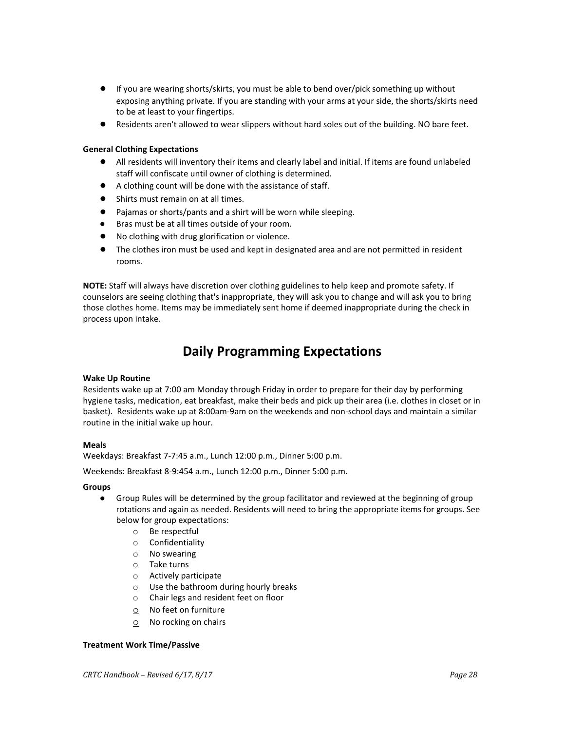- If you are wearing shorts/skirts, you must be able to bend over/pick something up without exposing anything private. If you are standing with your arms at your side, the shorts/skirts need to be at least to your fingertips.
- Residents aren't allowed to wear slippers without hard soles out of the building. NO bare feet.

**General Clothing Expectations**

- All residents will inventory their items and clearly label and initial. If items are found unlabeled staff will confiscate until owner of clothing is determined.
- A clothing count will be done with the assistance of staff.
- Shirts must remain on at all times.
- Pajamas or shorts/pants and a shirt will be worn while sleeping.
- Bras must be at all times outside of your room.
- No clothing with drug glorification or violence.
- The clothes iron must be used and kept in designated area and are not permitted in resident rooms.

**NOTE:** Staff will always have discretion over clothing guidelines to help keep and promote safety. If counselors are seeing clothing that's inappropriate, they will ask you to change and will ask you to bring those clothes home. Items may be immediately sent home if deemed inappropriate during the check in process upon intake.

# Daily Programming Expectations

**Wake Up Routine**

Residents wake up at 7:00 am Monday through Friday in order to prepare for their day by performing hygiene tasks, medication, eat breakfast, make their beds and pick up their area (i.e. clothes in closet or in basket). Residents wake up at 8:00am-9am on the weekends and non-school days and maintain a similar routine in the initial wake up hour.

**Meals**

Weekdays: Breakfast 7-7:45 a.m., Lunch 12:00 p.m., Dinner 5:00 p.m.

Weekends: Breakfast 8-9:454 a.m., Lunch 12:00 p.m., Dinner 5:00 p.m.

**Groups**

- Group Rules will be determined by the group facilitator and reviewed at the beginning of group rotations and again as needed. Residents will need to bring the appropriate items for groups. See below for group expectations:
  - Be respectful
  - Confidentiality
  - No swearing
  - Take turns
  - Actively participate
  - Use the bathroom during hourly breaks
  - Chair legs and resident feet on floor
  - No feet on furniture
  - No rocking on chairs

**Treatment Work Time/Passive**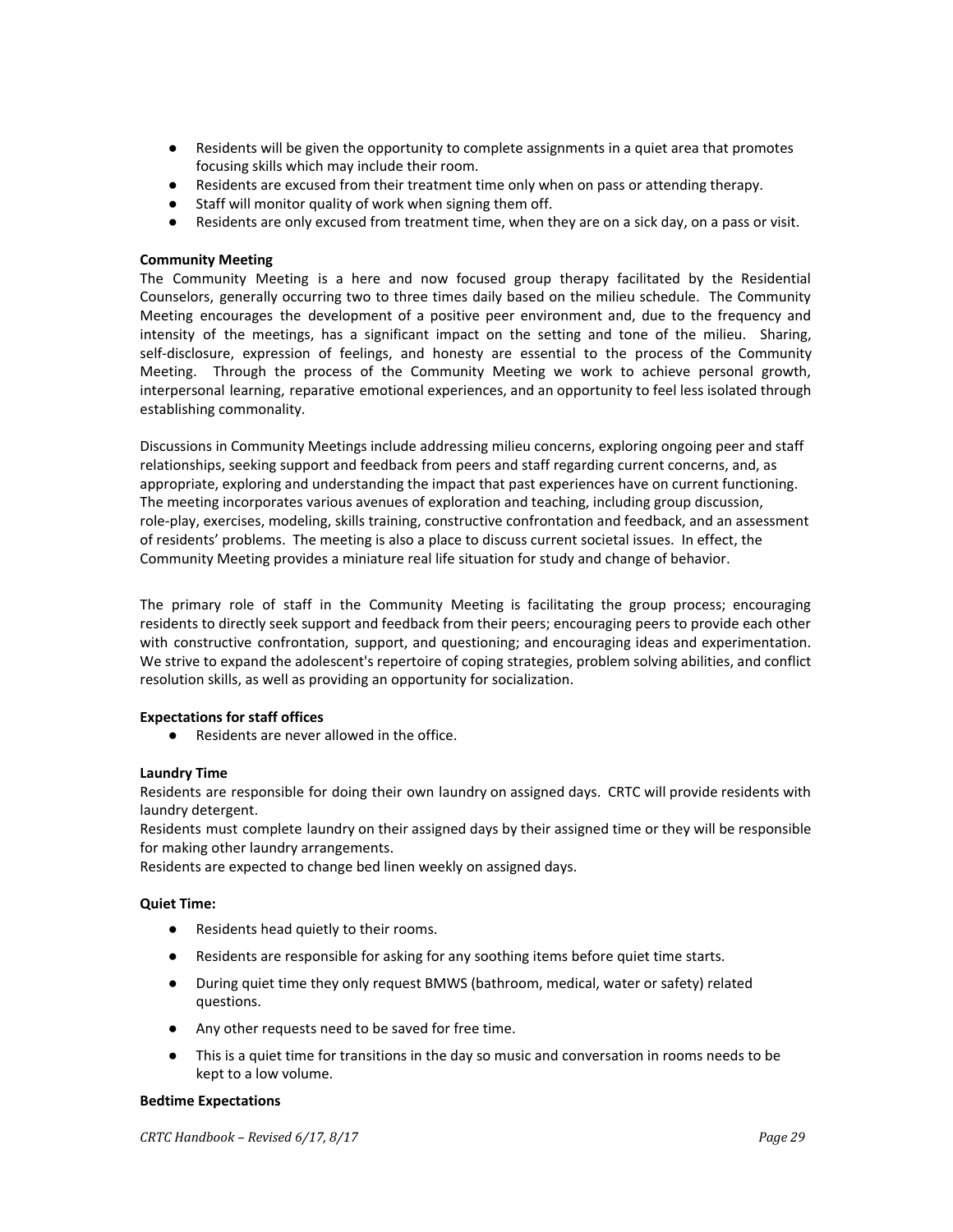- Residents will be given the opportunity to complete assignments in a quiet area that promotes focusing skills which may include their room.
- Residents are excused from their treatment time only when on pass or attending therapy.
- Staff will monitor quality of work when signing them off.
- Residents are only excused from treatment time, when they are on a sick day, on a pass or visit.

**Community Meeting**

The Community Meeting is a here and now focused group therapy facilitated by the Residential Counselors, generally occurring two to three times daily based on the milieu schedule. The Community Meeting encourages the development of a positive peer environment and, due to the frequency and intensity of the meetings, has a significant impact on the setting and tone of the milieu. Sharing, self-disclosure, expression of feelings, and honesty are essential to the process of the Community Meeting. Through the process of the Community Meeting we work to achieve personal growth, interpersonal learning, reparative emotional experiences, and an opportunity to feel less isolated through establishing commonality.

Discussions in Community Meetings include addressing milieu concerns, exploring ongoing peer and staff relationships, seeking support and feedback from peers and staff regarding current concerns, and, as appropriate, exploring and understanding the impact that past experiences have on current functioning. The meeting incorporates various avenues of exploration and teaching, including group discussion, role-play, exercises, modeling, skills training, constructive confrontation and feedback, and an assessment of residents' problems. The meeting is also a place to discuss current societal issues. In effect, the Community Meeting provides a miniature real life situation for study and change of behavior.

The primary role of staff in the Community Meeting is facilitating the group process; encouraging residents to directly seek support and feedback from their peers; encouraging peers to provide each other with constructive confrontation, support, and questioning; and encouraging ideas and experimentation. We strive to expand the adolescent's repertoire of coping strategies, problem solving abilities, and conflict resolution skills, as well as providing an opportunity for socialization.

**Expectations for staff offices**

- Residents are never allowed in the office.

**Laundry Time**

Residents are responsible for doing their own laundry on assigned days. CRTC will provide residents with laundry detergent.

Residents must complete laundry on their assigned days by their assigned time or they will be responsible for making other laundry arrangements.

Residents are expected to change bed linen weekly on assigned days.

**Quiet Time:**

- Residents head quietly to their rooms.
- Residents are responsible for asking for any soothing items before quiet time starts.
- During quiet time they only request BMWS (bathroom, medical, water or safety) related questions.
- Any other requests need to be saved for free time.
- This is a quiet time for transitions in the day so music and conversation in rooms needs to be kept to a low volume.

**Bedtime Expectations**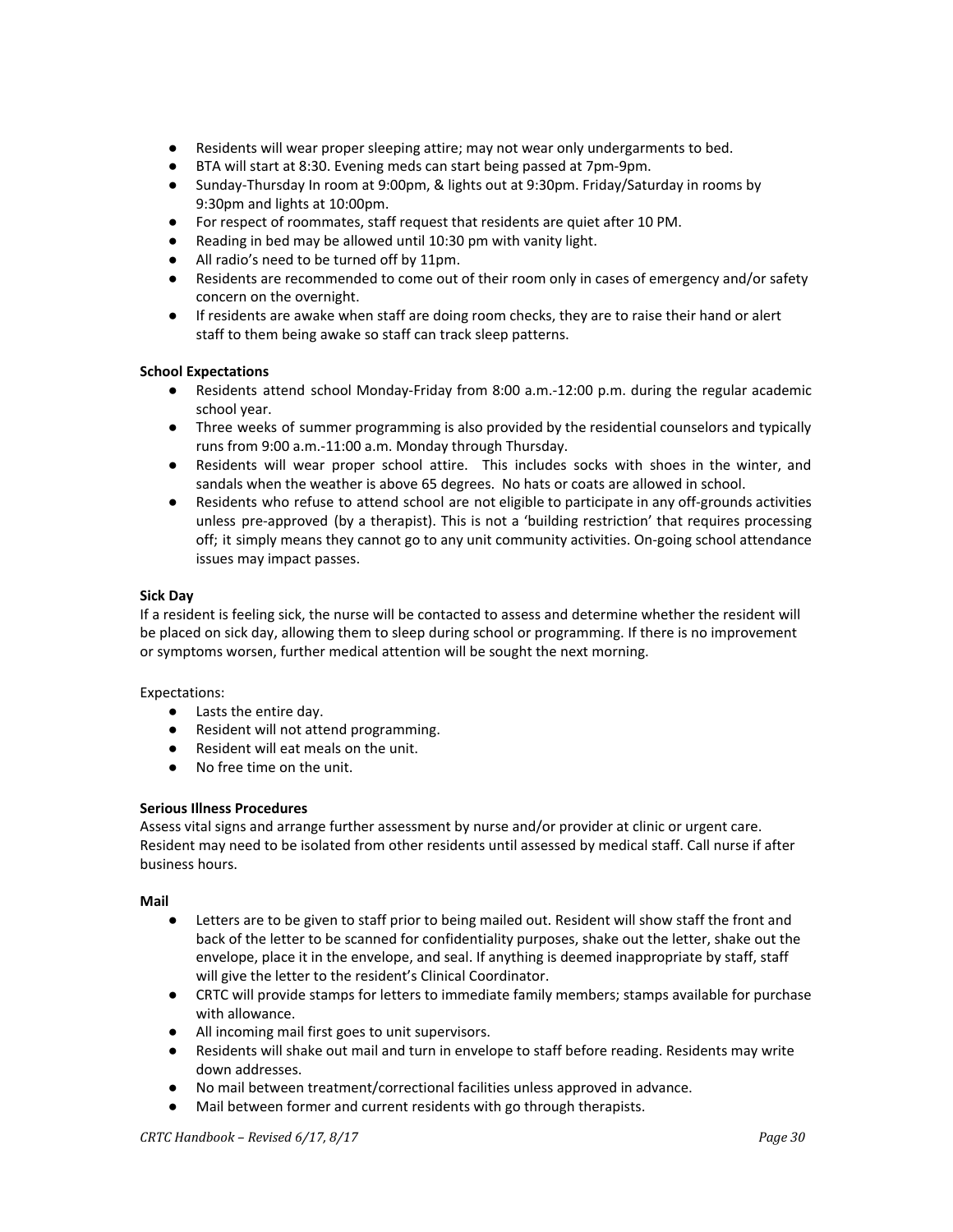- Residents will wear proper sleeping attire; may not wear only undergarments to bed.
- BTA will start at 8:30. Evening meds can start being passed at 7pm-9pm.
- Sunday-Thursday In room at 9:00pm, & lights out at 9:30pm. Friday/Saturday in rooms by 9:30pm and lights at 10:00pm.
- For respect of roommates, staff request that residents are quiet after 10 PM.
- Reading in bed may be allowed until 10:30 pm with vanity light.
- All radio's need to be turned off by 11pm.
- Residents are recommended to come out of their room only in cases of emergency and/or safety concern on the overnight.
- If residents are awake when staff are doing room checks, they are to raise their hand or alert staff to them being awake so staff can track sleep patterns.

**School Expectations**

- Residents attend school Monday-Friday from 8:00 a.m.-12:00 p.m. during the regular academic school year.
- Three weeks of summer programming is also provided by the residential counselors and typically runs from 9:00 a.m.-11:00 a.m. Monday through Thursday.
- Residents will wear proper school attire. This includes socks with shoes in the winter, and sandals when the weather is above 65 degrees. No hats or coats are allowed in school.
- Residents who refuse to attend school are not eligible to participate in any off-grounds activities unless pre-approved (by a therapist). This is not a 'building restriction' that requires processing off; it simply means they cannot go to any unit community activities. On-going school attendance issues may impact passes.

**Sick Day**

If a resident is feeling sick, the nurse will be contacted to assess and determine whether the resident will be placed on sick day, allowing them to sleep during school or programming. If there is no improvement or symptoms worsen, further medical attention will be sought the next morning.

Expectations:

- Lasts the entire day.
- Resident will not attend programming.
- Resident will eat meals on the unit.
- No free time on the unit.

**Serious Illness Procedures**

Assess vital signs and arrange further assessment by nurse and/or provider at clinic or urgent care. Resident may need to be isolated from other residents until assessed by medical staff. Call nurse if after business hours.

**Mail**

- Letters are to be given to staff prior to being mailed out. Resident will show staff the front and back of the letter to be scanned for confidentiality purposes, shake out the letter, shake out the envelope, place it in the envelope, and seal. If anything is deemed inappropriate by staff, staff will give the letter to the resident's Clinical Coordinator.
- CRTC will provide stamps for letters to immediate family members; stamps available for purchase with allowance.
- All incoming mail first goes to unit supervisors.
- Residents will shake out mail and turn in envelope to staff before reading. Residents may write down addresses.
- No mail between treatment/correctional facilities unless approved in advance.
- Mail between former and current residents with go through therapists.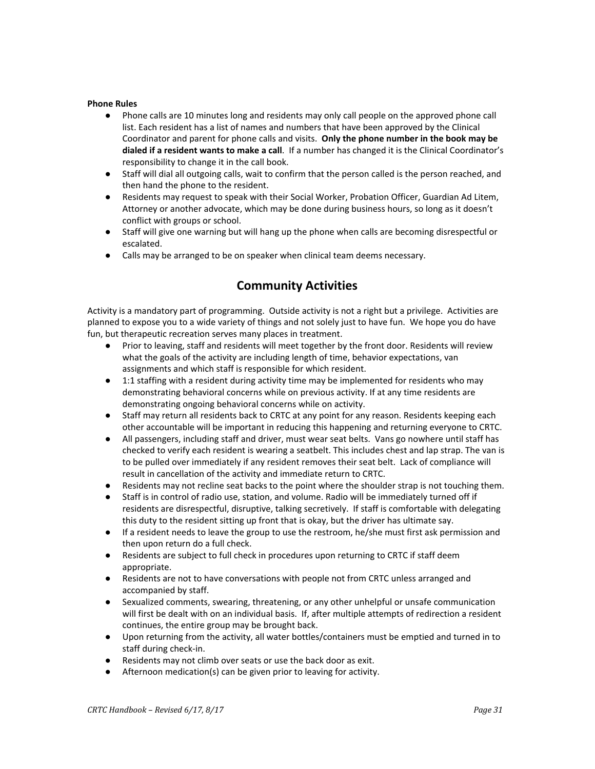**Phone Rules**

- Phone calls are 10 minutes long and residents may only call people on the approved phone call list. Each resident has a list of names and numbers that have been approved by the Clinical Coordinator and parent for phone calls and visits. **Only the phone number in the book may be dialed if a resident wants to make a call**. If a number has changed it is the Clinical Coordinator's responsibility to change it in the call book.
- Staff will dial all outgoing calls, wait to confirm that the person called is the person reached, and then hand the phone to the resident.
- Residents may request to speak with their Social Worker, Probation Officer, Guardian Ad Litem, Attorney or another advocate, which may be done during business hours, so long as it doesn't conflict with groups or school.
- Staff will give one warning but will hang up the phone when calls are becoming disrespectful or escalated.
- Calls may be arranged to be on speaker when clinical team deems necessary.

## Community Activities

Activity is a mandatory part of programming. Outside activity is not a right but a privilege. Activities are planned to expose you to a wide variety of things and not solely just to have fun. We hope you do have fun, but therapeutic recreation serves many places in treatment.

- Prior to leaving, staff and residents will meet together by the front door. Residents will review what the goals of the activity are including length of time, behavior expectations, van assignments and which staff is responsible for which resident.
- 1:1 staffing with a resident during activity time may be implemented for residents who may demonstrating behavioral concerns while on previous activity. If at any time residents are demonstrating ongoing behavioral concerns while on activity.
- Staff may return all residents back to CRTC at any point for any reason. Residents keeping each other accountable will be important in reducing this happening and returning everyone to CRTC.
- All passengers, including staff and driver, must wear seat belts. Vans go nowhere until staff has checked to verify each resident is wearing a seatbelt. This includes chest and lap strap. The van is to be pulled over immediately if any resident removes their seat belt. Lack of compliance will result in cancellation of the activity and immediate return to CRTC.
- Residents may not recline seat backs to the point where the shoulder strap is not touching them.
- Staff is in control of radio use, station, and volume. Radio will be immediately turned off if residents are disrespectful, disruptive, talking secretively. If staff is comfortable with delegating this duty to the resident sitting up front that is okay, but the driver has ultimate say.
- If a resident needs to leave the group to use the restroom, he/she must first ask permission and then upon return do a full check.
- Residents are subject to full check in procedures upon returning to CRTC if staff deem appropriate.
- Residents are not to have conversations with people not from CRTC unless arranged and accompanied by staff.
- Sexualized comments, swearing, threatening, or any other unhelpful or unsafe communication will first be dealt with on an individual basis. If, after multiple attempts of redirection a resident continues, the entire group may be brought back.
- Upon returning from the activity, all water bottles/containers must be emptied and turned in to staff during check-in.
- Residents may not climb over seats or use the back door as exit.
- Afternoon medication(s) can be given prior to leaving for activity.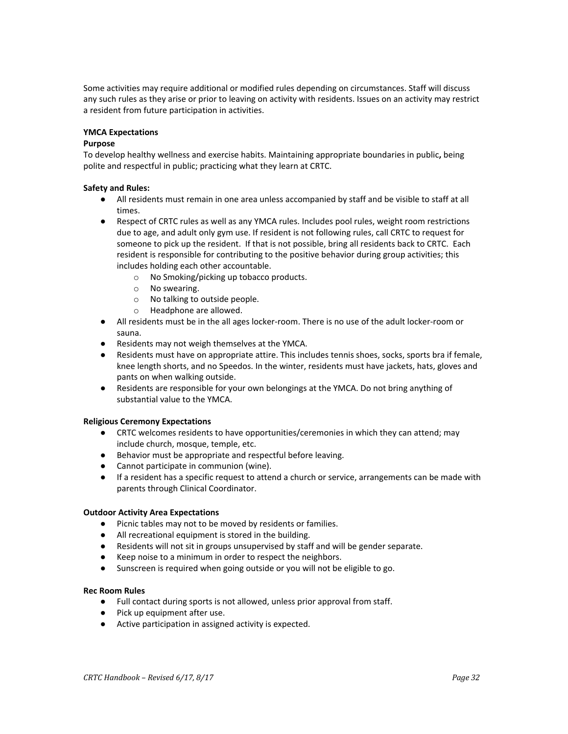Some activities may require additional or modified rules depending on circumstances. Staff will discuss any such rules as they arise or prior to leaving on activity with residents. Issues on an activity may restrict a resident from future participation in activities.

**YMCA Expectations**

**Purpose**

To develop healthy wellness and exercise habits. Maintaining appropriate boundaries in public**,** being polite and respectful in public; practicing what they learn at CRTC.

**Safety and Rules:**

- All residents must remain in one area unless accompanied by staff and be visible to staff at all times.
- Respect of CRTC rules as well as any YMCA rules. Includes pool rules, weight room restrictions due to age, and adult only gym use. If resident is not following rules, call CRTC to request for someone to pick up the resident. If that is not possible, bring all residents back to CRTC. Each resident is responsible for contributing to the positive behavior during group activities; this includes holding each other accountable.
    - No Smoking/picking up tobacco products.
    - No swearing.
    - No talking to outside people.
    - Headphone are allowed.
- All residents must be in the all ages locker-room. There is no use of the adult locker-room or sauna.
- Residents may not weigh themselves at the YMCA.
- Residents must have on appropriate attire. This includes tennis shoes, socks, sports bra if female, knee length shorts, and no Speedos. In the winter, residents must have jackets, hats, gloves and pants on when walking outside.
- Residents are responsible for your own belongings at the YMCA. Do not bring anything of substantial value to the YMCA.

**Religious Ceremony Expectations**

- CRTC welcomes residents to have opportunities/ceremonies in which they can attend; may include church, mosque, temple, etc.
- Behavior must be appropriate and respectful before leaving.
- Cannot participate in communion (wine).
- If a resident has a specific request to attend a church or service, arrangements can be made with parents through Clinical Coordinator.

**Outdoor Activity Area Expectations**

- Picnic tables may not to be moved by residents or families.
- All recreational equipment is stored in the building.
- Residents will not sit in groups unsupervised by staff and will be gender separate.
- Keep noise to a minimum in order to respect the neighbors.
- Sunscreen is required when going outside or you will not be eligible to go.

**Rec Room Rules**

- Full contact during sports is not allowed, unless prior approval from staff.
- Pick up equipment after use.
- Active participation in assigned activity is expected.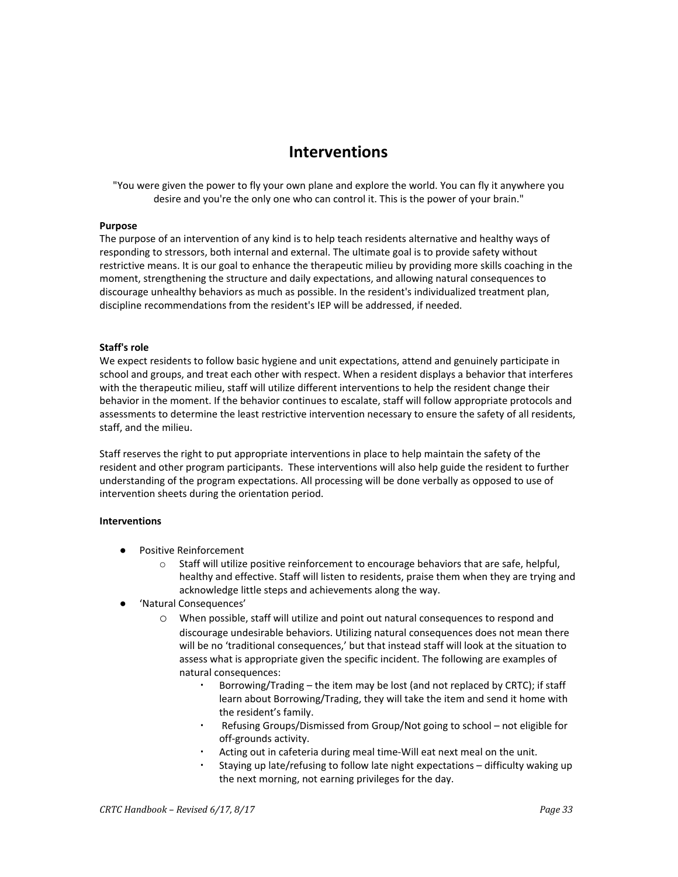# Interventions

"You were given the power to fly your own plane and explore the world. You can fly it anywhere you desire and you're the only one who can control it. This is the power of your brain."

**Purpose**

The purpose of an intervention of any kind is to help teach residents alternative and healthy ways of responding to stressors, both internal and external. The ultimate goal is to provide safety without restrictive means. It is our goal to enhance the therapeutic milieu by providing more skills coaching in the moment, strengthening the structure and daily expectations, and allowing natural consequences to discourage unhealthy behaviors as much as possible. In the resident's individualized treatment plan, discipline recommendations from the resident's IEP will be addressed, if needed.

**Staff's role**

We expect residents to follow basic hygiene and unit expectations, attend and genuinely participate in school and groups, and treat each other with respect. When a resident displays a behavior that interferes with the therapeutic milieu, staff will utilize different interventions to help the resident change their behavior in the moment. If the behavior continues to escalate, staff will follow appropriate protocols and assessments to determine the least restrictive intervention necessary to ensure the safety of all residents, staff, and the milieu.

Staff reserves the right to put appropriate interventions in place to help maintain the safety of the resident and other program participants. These interventions will also help guide the resident to further understanding of the program expectations. All processing will be done verbally as opposed to use of intervention sheets during the orientation period.

**Interventions**

- Positive Reinforcement
  - Staff will utilize positive reinforcement to encourage behaviors that are safe, helpful, healthy and effective. Staff will listen to residents, praise them when they are trying and acknowledge little steps and achievements along the way.
- 'Natural Consequences'
  - When possible, staff will utilize and point out natural consequences to respond and discourage undesirable behaviors. Utilizing natural consequences does not mean there will be no 'traditional consequences,' but that instead staff will look at the situation to assess what is appropriate given the specific incident. The following are examples of natural consequences:
    - Borrowing/Trading – the item may be lost (and not replaced by CRTC); if staff learn about Borrowing/Trading, they will take the item and send it home with the resident's family.
    - Refusing Groups/Dismissed from Group/Not going to school – not eligible for off-grounds activity.
    - Acting out in cafeteria during meal time-Will eat next meal on the unit.
    - Staying up late/refusing to follow late night expectations – difficulty waking up the next morning, not earning privileges for the day.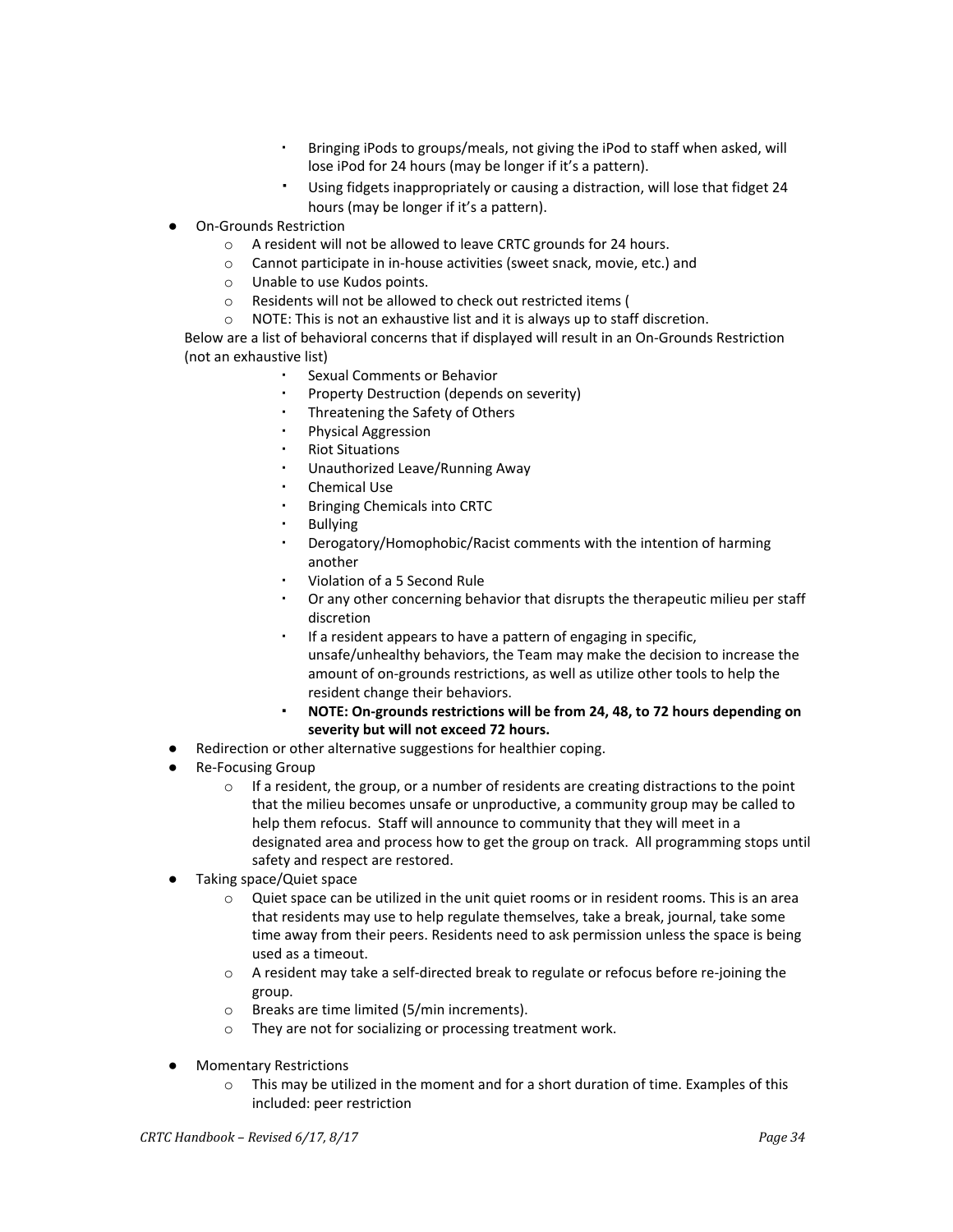- Bringing iPods to groups/meals, not giving the iPod to staff when asked, will lose iPod for 24 hours (may be longer if it's a pattern).
    - Using fidgets inappropriately or causing a distraction, will lose that fidget 24 hours (may be longer if it's a pattern).

- On-Grounds Restriction
  - A resident will not be allowed to leave CRTC grounds for 24 hours.
  - Cannot participate in in-house activities (sweet snack, movie, etc.) and
  - Unable to use Kudos points.
  - Residents will not be allowed to check out restricted items (
  - NOTE: This is not an exhaustive list and it is always up to staff discretion.

  Below are a list of behavioral concerns that if displayed will result in an On-Grounds Restriction (not an exhaustive list)

    - Sexual Comments or Behavior
    - Property Destruction (depends on severity)
    - Threatening the Safety of Others
    - Physical Aggression
    - Riot Situations
    - Unauthorized Leave/Running Away
    - Chemical Use
    - Bringing Chemicals into CRTC
    - Bullying
    - Derogatory/Homophobic/Racist comments with the intention of harming another
    - Violation of a 5 Second Rule
    - Or any other concerning behavior that disrupts the therapeutic milieu per staff discretion
    - If a resident appears to have a pattern of engaging in specific, unsafe/unhealthy behaviors, the Team may make the decision to increase the amount of on-grounds restrictions, as well as utilize other tools to help the resident change their behaviors.
    - **NOTE: On-grounds restrictions will be from 24, 48, to 72 hours depending on severity but will not exceed 72 hours.**

- Redirection or other alternative suggestions for healthier coping.
- Re-Focusing Group
  - If a resident, the group, or a number of residents are creating distractions to the point that the milieu becomes unsafe or unproductive, a community group may be called to help them refocus. Staff will announce to community that they will meet in a designated area and process how to get the group on track. All programming stops until safety and respect are restored.
- Taking space/Quiet space
  - Quiet space can be utilized in the unit quiet rooms or in resident rooms. This is an area that residents may use to help regulate themselves, take a break, journal, take some time away from their peers. Residents need to ask permission unless the space is being used as a timeout.
  - A resident may take a self-directed break to regulate or refocus before re-joining the group.
  - Breaks are time limited (5/min increments).
  - They are not for socializing or processing treatment work.

- Momentary Restrictions
  - This may be utilized in the moment and for a short duration of time. Examples of this included: peer restriction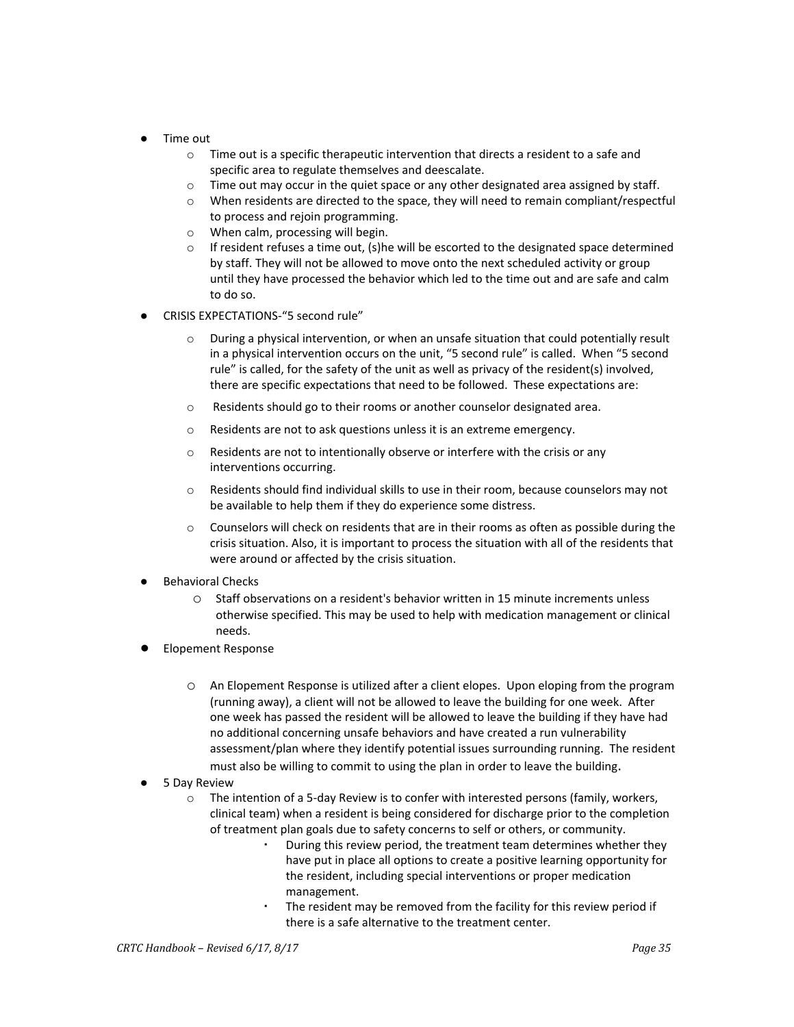- Time out
  - Time out is a specific therapeutic intervention that directs a resident to a safe and specific area to regulate themselves and deescalate.
  - Time out may occur in the quiet space or any other designated area assigned by staff.
  - When residents are directed to the space, they will need to remain compliant/respectful to process and rejoin programming.
  - When calm, processing will begin.
  - If resident refuses a time out, (s)he will be escorted to the designated space determined by staff. They will not be allowed to move onto the next scheduled activity or group until they have processed the behavior which led to the time out and are safe and calm to do so.
- CRISIS EXPECTATIONS-"5 second rule"
  - During a physical intervention, or when an unsafe situation that could potentially result in a physical intervention occurs on the unit, "5 second rule" is called. When "5 second rule" is called, for the safety of the unit as well as privacy of the resident(s) involved, there are specific expectations that need to be followed. These expectations are:
  - Residents should go to their rooms or another counselor designated area.
  - Residents are not to ask questions unless it is an extreme emergency.
  - Residents are not to intentionally observe or interfere with the crisis or any interventions occurring.
  - Residents should find individual skills to use in their room, because counselors may not be available to help them if they do experience some distress.
  - Counselors will check on residents that are in their rooms as often as possible during the crisis situation. Also, it is important to process the situation with all of the residents that were around or affected by the crisis situation.
- Behavioral Checks
  - Staff observations on a resident's behavior written in 15 minute increments unless otherwise specified. This may be used to help with medication management or clinical needs.
- Elopement Response
  - An Elopement Response is utilized after a client elopes. Upon eloping from the program (running away), a client will not be allowed to leave the building for one week. After one week has passed the resident will be allowed to leave the building if they have had no additional concerning unsafe behaviors and have created a run vulnerability assessment/plan where they identify potential issues surrounding running. The resident must also be willing to commit to using the plan in order to leave the building.
- 5 Day Review
  - The intention of a 5-day Review is to confer with interested persons (family, workers, clinical team) when a resident is being considered for discharge prior to the completion of treatment plan goals due to safety concerns to self or others, or community.
    - During this review period, the treatment team determines whether they have put in place all options to create a positive learning opportunity for the resident, including special interventions or proper medication management.
    - The resident may be removed from the facility for this review period if there is a safe alternative to the treatment center.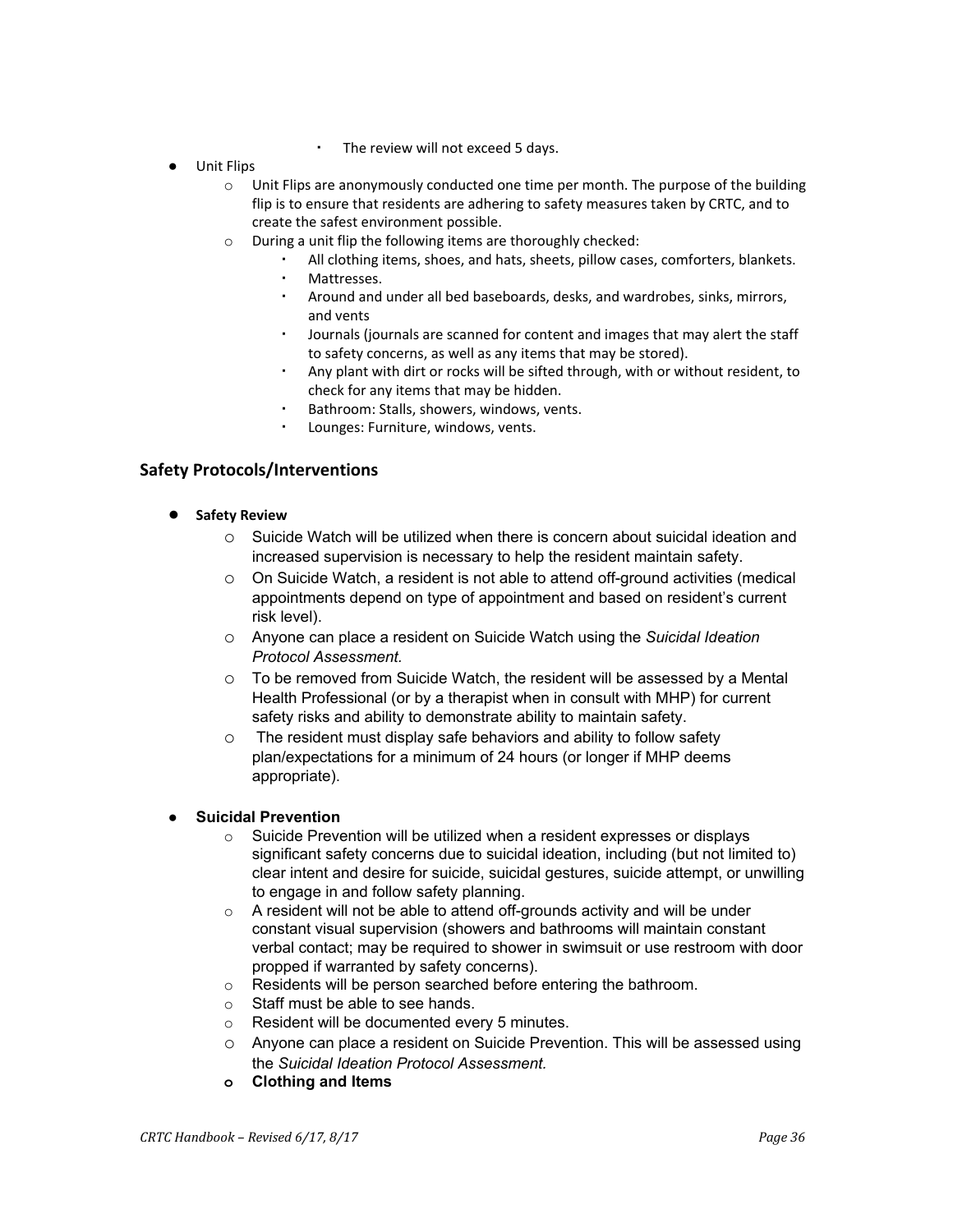- The review will not exceed 5 days.

- Unit Flips
    - Unit Flips are anonymously conducted one time per month. The purpose of the building flip is to ensure that residents are adhering to safety measures taken by CRTC, and to create the safest environment possible.
    - During a unit flip the following items are thoroughly checked:
        - All clothing items, shoes, and hats, sheets, pillow cases, comforters, blankets.
        - Mattresses.
        - Around and under all bed baseboards, desks, and wardrobes, sinks, mirrors, and vents
        - Journals (journals are scanned for content and images that may alert the staff to safety concerns, as well as any items that may be stored).
        - Any plant with dirt or rocks will be sifted through, with or without resident, to check for any items that may be hidden.
        - Bathroom: Stalls, showers, windows, vents.
        - Lounges: Furniture, windows, vents.

## Safety Protocols/Interventions

- **Safety Review**
    - Suicide Watch will be utilized when there is concern about suicidal ideation and increased supervision is necessary to help the resident maintain safety.
    - On Suicide Watch, a resident is not able to attend off-ground activities (medical appointments depend on type of appointment and based on resident's current risk level).
    - Anyone can place a resident on Suicide Watch using the *Suicidal Ideation Protocol Assessment.*
    - To be removed from Suicide Watch, the resident will be assessed by a Mental Health Professional (or by a therapist when in consult with MHP) for current safety risks and ability to demonstrate ability to maintain safety.
    - The resident must display safe behaviors and ability to follow safety plan/expectations for a minimum of 24 hours (or longer if MHP deems appropriate).

- **Suicidal Prevention**
    - Suicide Prevention will be utilized when a resident expresses or displays significant safety concerns due to suicidal ideation, including (but not limited to) clear intent and desire for suicide, suicidal gestures, suicide attempt, or unwilling to engage in and follow safety planning.
    - A resident will not be able to attend off-grounds activity and will be under constant visual supervision (showers and bathrooms will maintain constant verbal contact; may be required to shower in swimsuit or use restroom with door propped if warranted by safety concerns).
    - Residents will be person searched before entering the bathroom.
    - Staff must be able to see hands.
    - Resident will be documented every 5 minutes.
    - Anyone can place a resident on Suicide Prevention. This will be assessed using the *Suicidal Ideation Protocol Assessment.*
    - **Clothing and Items**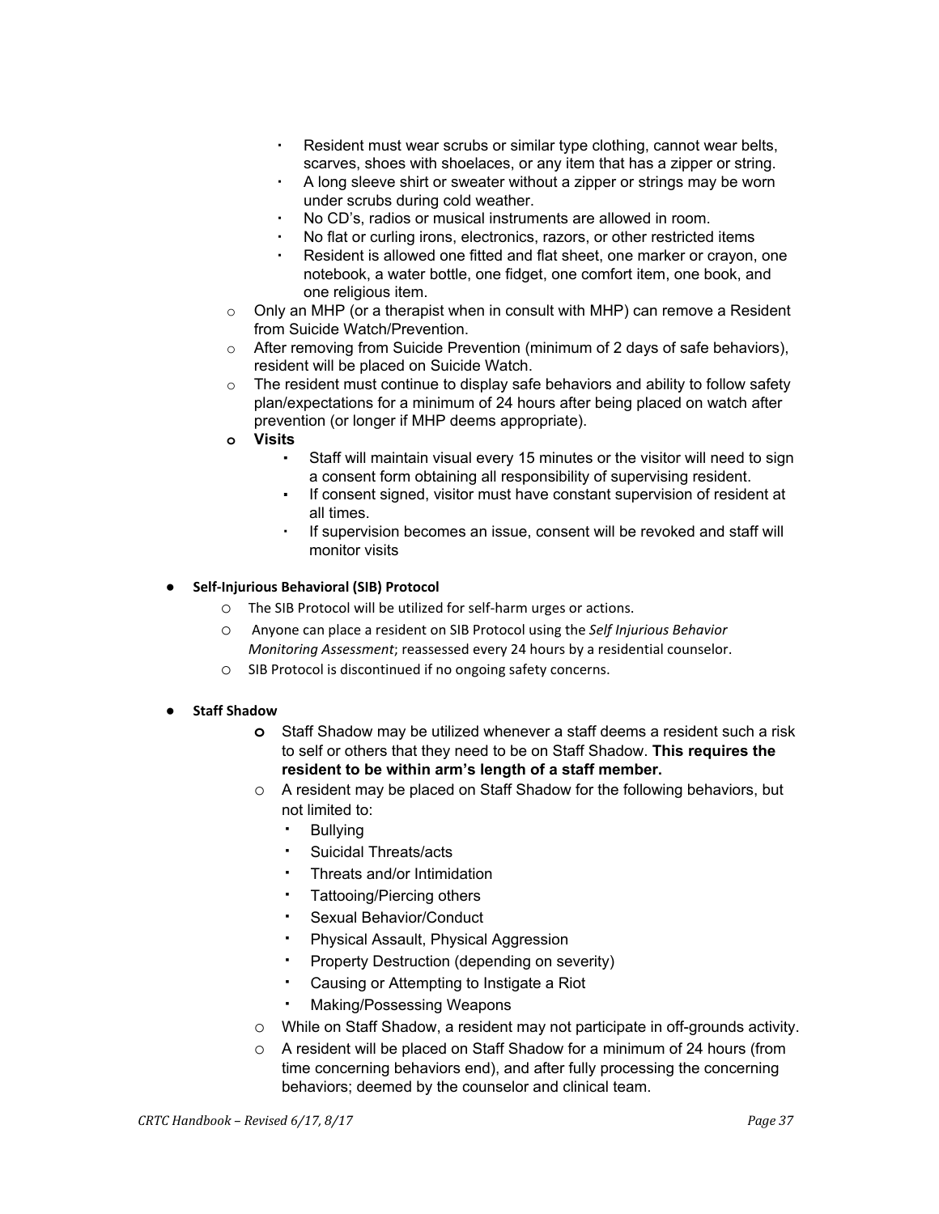- Resident must wear scrubs or similar type clothing, cannot wear belts, scarves, shoes with shoelaces, or any item that has a zipper or string.
        - A long sleeve shirt or sweater without a zipper or strings may be worn under scrubs during cold weather.
        - No CD's, radios or musical instruments are allowed in room.
        - No flat or curling irons, electronics, razors, or other restricted items
        - Resident is allowed one fitted and flat sheet, one marker or crayon, one notebook, a water bottle, one fidget, one comfort item, one book, and one religious item.
    - Only an MHP (or a therapist when in consult with MHP) can remove a Resident from Suicide Watch/Prevention.
    - After removing from Suicide Prevention (minimum of 2 days of safe behaviors), resident will be placed on Suicide Watch.
    - The resident must continue to display safe behaviors and ability to follow safety plan/expectations for a minimum of 24 hours after being placed on watch after prevention (or longer if MHP deems appropriate).
    - **Visits**
        - Staff will maintain visual every 15 minutes or the visitor will need to sign a consent form obtaining all responsibility of supervising resident.
        - If consent signed, visitor must have constant supervision of resident at all times.
        - If supervision becomes an issue, consent will be revoked and staff will monitor visits

- **Self-Injurious Behavioral (SIB) Protocol**
    - The SIB Protocol will be utilized for self-harm urges or actions.
    - Anyone can place a resident on SIB Protocol using the *Self Injurious Behavior Monitoring Assessment*; reassessed every 24 hours by a residential counselor.
    - SIB Protocol is discontinued if no ongoing safety concerns.

- **Staff Shadow**
    - Staff Shadow may be utilized whenever a staff deems a resident such a risk to self or others that they need to be on Staff Shadow. **This requires the resident to be within arm's length of a staff member.**
    - A resident may be placed on Staff Shadow for the following behaviors, but not limited to:
        - Bullying
        - Suicidal Threats/acts
        - Threats and/or Intimidation
        - Tattooing/Piercing others
        - Sexual Behavior/Conduct
        - Physical Assault, Physical Aggression
        - Property Destruction (depending on severity)
        - Causing or Attempting to Instigate a Riot
        - Making/Possessing Weapons
    - While on Staff Shadow, a resident may not participate in off-grounds activity.
    - A resident will be placed on Staff Shadow for a minimum of 24 hours (from time concerning behaviors end), and after fully processing the concerning behaviors; deemed by the counselor and clinical team.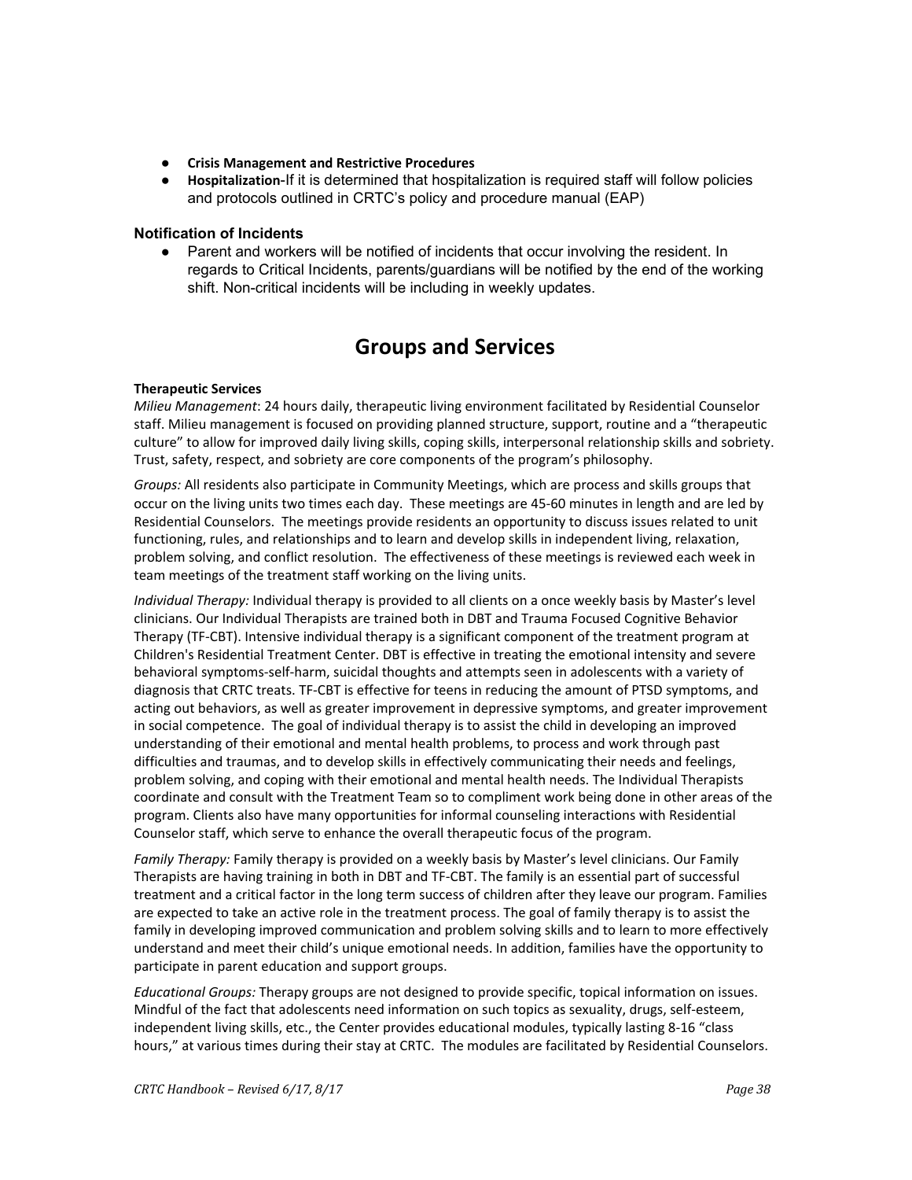- **Crisis Management and Restrictive Procedures**
- **Hospitalization-**If it is determined that hospitalization is required staff will follow policies and protocols outlined in CRTC's policy and procedure manual (EAP)

### Notification of Incidents

- Parent and workers will be notified of incidents that occur involving the resident. In regards to Critical Incidents, parents/guardians will be notified by the end of the working shift. Non-critical incidents will be including in weekly updates.

# Groups and Services

**Therapeutic Services**

*Milieu Management*: 24 hours daily, therapeutic living environment facilitated by Residential Counselor staff. Milieu management is focused on providing planned structure, support, routine and a "therapeutic culture" to allow for improved daily living skills, coping skills, interpersonal relationship skills and sobriety. Trust, safety, respect, and sobriety are core components of the program's philosophy.

*Groups:* All residents also participate in Community Meetings, which are process and skills groups that occur on the living units two times each day. These meetings are 45-60 minutes in length and are led by Residential Counselors. The meetings provide residents an opportunity to discuss issues related to unit functioning, rules, and relationships and to learn and develop skills in independent living, relaxation, problem solving, and conflict resolution. The effectiveness of these meetings is reviewed each week in team meetings of the treatment staff working on the living units.

*Individual Therapy:* Individual therapy is provided to all clients on a once weekly basis by Master's level clinicians. Our Individual Therapists are trained both in DBT and Trauma Focused Cognitive Behavior Therapy (TF-CBT). Intensive individual therapy is a significant component of the treatment program at Children's Residential Treatment Center. DBT is effective in treating the emotional intensity and severe behavioral symptoms-self-harm, suicidal thoughts and attempts seen in adolescents with a variety of diagnosis that CRTC treats. TF-CBT is effective for teens in reducing the amount of PTSD symptoms, and acting out behaviors, as well as greater improvement in depressive symptoms, and greater improvement in social competence. The goal of individual therapy is to assist the child in developing an improved understanding of their emotional and mental health problems, to process and work through past difficulties and traumas, and to develop skills in effectively communicating their needs and feelings, problem solving, and coping with their emotional and mental health needs. The Individual Therapists coordinate and consult with the Treatment Team so to compliment work being done in other areas of the program. Clients also have many opportunities for informal counseling interactions with Residential Counselor staff, which serve to enhance the overall therapeutic focus of the program.

*Family Therapy:* Family therapy is provided on a weekly basis by Master's level clinicians. Our Family Therapists are having training in both in DBT and TF-CBT. The family is an essential part of successful treatment and a critical factor in the long term success of children after they leave our program. Families are expected to take an active role in the treatment process. The goal of family therapy is to assist the family in developing improved communication and problem solving skills and to learn to more effectively understand and meet their child's unique emotional needs. In addition, families have the opportunity to participate in parent education and support groups.

*Educational Groups:* Therapy groups are not designed to provide specific, topical information on issues. Mindful of the fact that adolescents need information on such topics as sexuality, drugs, self-esteem, independent living skills, etc., the Center provides educational modules, typically lasting 8-16 "class hours," at various times during their stay at CRTC. The modules are facilitated by Residential Counselors.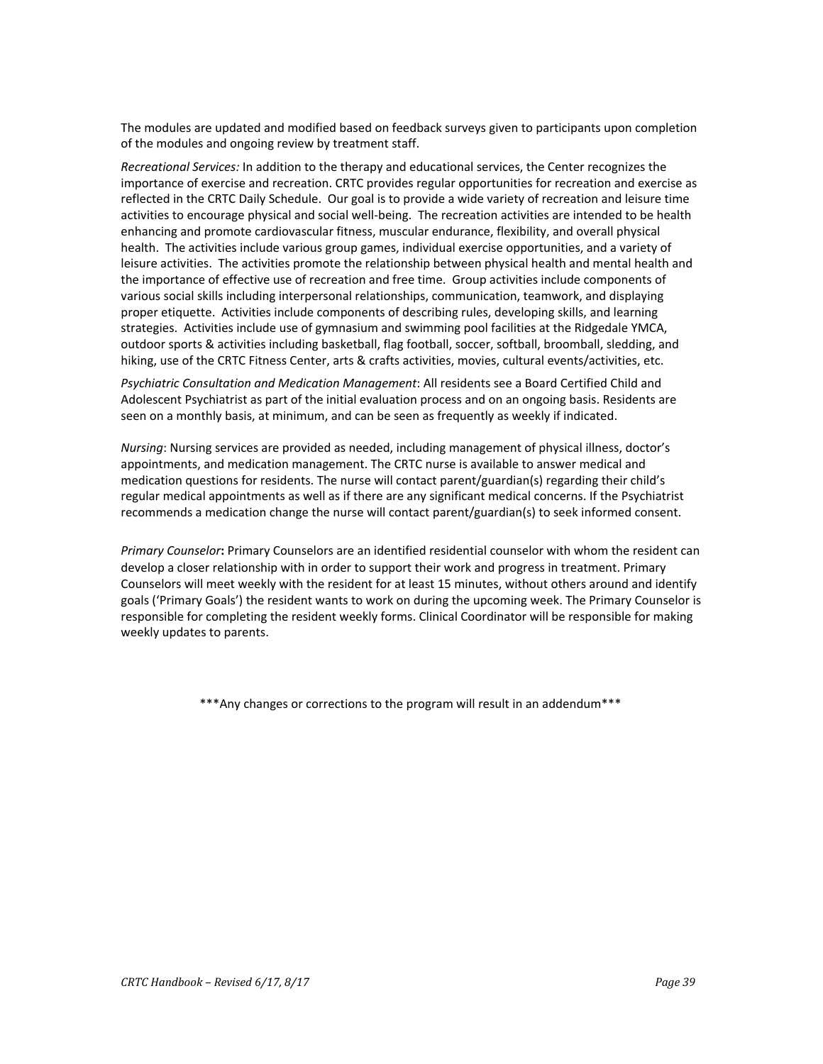The modules are updated and modified based on feedback surveys given to participants upon completion of the modules and ongoing review by treatment staff.

*Recreational Services:* In addition to the therapy and educational services, the Center recognizes the importance of exercise and recreation. CRTC provides regular opportunities for recreation and exercise as reflected in the CRTC Daily Schedule. Our goal is to provide a wide variety of recreation and leisure time activities to encourage physical and social well-being. The recreation activities are intended to be health enhancing and promote cardiovascular fitness, muscular endurance, flexibility, and overall physical health. The activities include various group games, individual exercise opportunities, and a variety of leisure activities. The activities promote the relationship between physical health and mental health and the importance of effective use of recreation and free time. Group activities include components of various social skills including interpersonal relationships, communication, teamwork, and displaying proper etiquette. Activities include components of describing rules, developing skills, and learning strategies. Activities include use of gymnasium and swimming pool facilities at the Ridgedale YMCA, outdoor sports & activities including basketball, flag football, soccer, softball, broomball, sledding, and hiking, use of the CRTC Fitness Center, arts & crafts activities, movies, cultural events/activities, etc.

*Psychiatric Consultation and Medication Management*: All residents see a Board Certified Child and Adolescent Psychiatrist as part of the initial evaluation process and on an ongoing basis. Residents are seen on a monthly basis, at minimum, and can be seen as frequently as weekly if indicated.

*Nursing*: Nursing services are provided as needed, including management of physical illness, doctor's appointments, and medication management. The CRTC nurse is available to answer medical and medication questions for residents. The nurse will contact parent/guardian(s) regarding their child's regular medical appointments as well as if there are any significant medical concerns. If the Psychiatrist recommends a medication change the nurse will contact parent/guardian(s) to seek informed consent.

*Primary Counselor*: Primary Counselors are an identified residential counselor with whom the resident can develop a closer relationship with in order to support their work and progress in treatment. Primary Counselors will meet weekly with the resident for at least 15 minutes, without others around and identify goals ('Primary Goals') the resident wants to work on during the upcoming week. The Primary Counselor is responsible for completing the resident weekly forms. Clinical Coordinator will be responsible for making weekly updates to parents.

***Any changes or corrections to the program will result in an addendum***